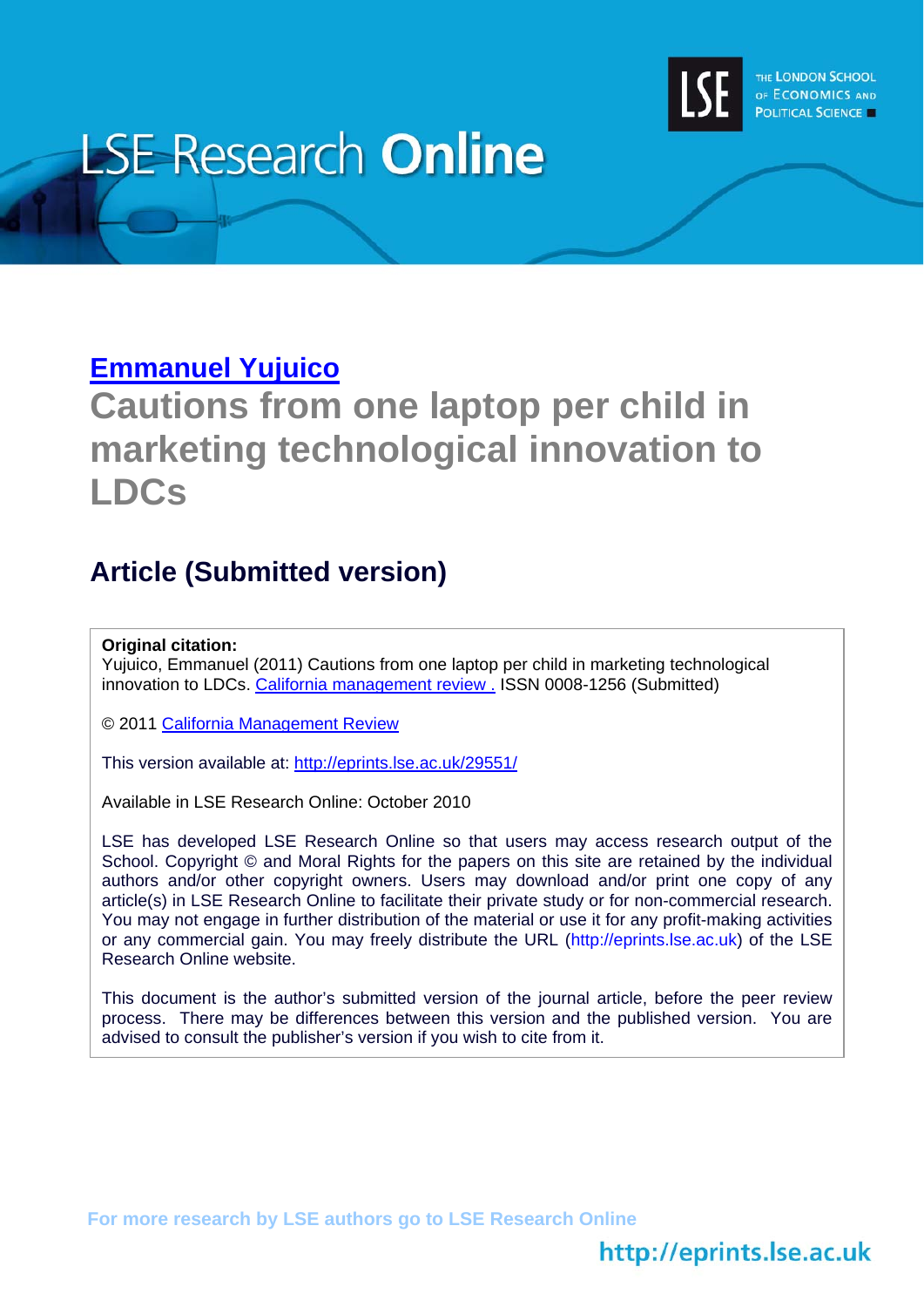LSE Research **Online**

THE LONDON SCHOOL OF ECONOMICS AND POLITICAL SCIENCE

**Emmanuel Yujuico**

# Cautions from one laptop per child in marketing technological innovation to LDCs

## Article (Submitted version)

**Original citation:**
Yujuico, Emmanuel (2011) Cautions from one laptop per child in marketing technological innovation to LDCs. California management review . ISSN 0008-1256 (Submitted)

© 2011 California Management Review

This version available at: http://eprints.lse.ac.uk/29551/

Available in LSE Research Online: October 2010

LSE has developed LSE Research Online so that users may access research output of the School. Copyright © and Moral Rights for the papers on this site are retained by the individual authors and/or other copyright owners. Users may download and/or print one copy of any article(s) in LSE Research Online to facilitate their private study or for non-commercial research. You may not engage in further distribution of the material or use it for any profit-making activities or any commercial gain. You may freely distribute the URL (http://eprints.lse.ac.uk) of the LSE Research Online website.

This document is the author's submitted version of the journal article, before the peer review process. There may be differences between this version and the published version. You are advised to consult the publisher's version if you wish to cite from it.

For more research by LSE authors go to LSE Research Online

http://eprints.lse.ac.uk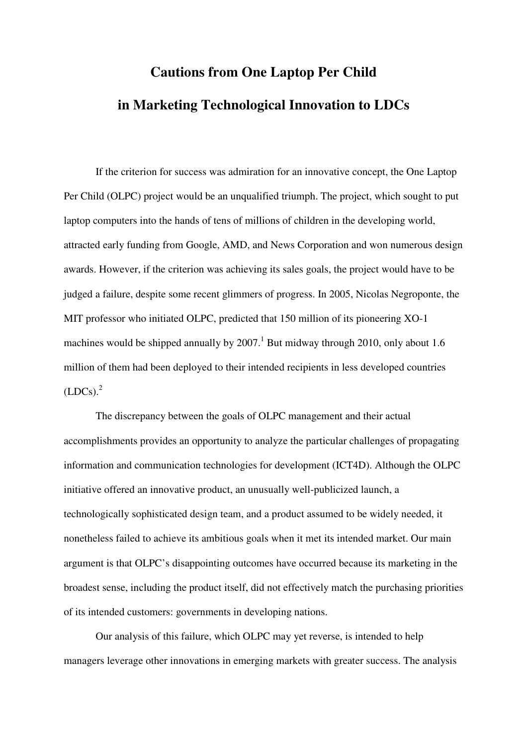# Cautions from One Laptop Per Child

# in Marketing Technological Innovation to LDCs

If the criterion for success was admiration for an innovative concept, the One Laptop Per Child (OLPC) project would be an unqualified triumph. The project, which sought to put laptop computers into the hands of tens of millions of children in the developing world, attracted early funding from Google, AMD, and News Corporation and won numerous design awards. However, if the criterion was achieving its sales goals, the project would have to be judged a failure, despite some recent glimmers of progress. In 2005, Nicolas Negroponte, the MIT professor who initiated OLPC, predicted that 150 million of its pioneering XO-1 machines would be shipped annually by 2007.[1] But midway through 2010, only about 1.6 million of them had been deployed to their intended recipients in less developed countries (LDCs).[2]

The discrepancy between the goals of OLPC management and their actual accomplishments provides an opportunity to analyze the particular challenges of propagating information and communication technologies for development (ICT4D). Although the OLPC initiative offered an innovative product, an unusually well-publicized launch, a technologically sophisticated design team, and a product assumed to be widely needed, it nonetheless failed to achieve its ambitious goals when it met its intended market. Our main argument is that OLPC's disappointing outcomes have occurred because its marketing in the broadest sense, including the product itself, did not effectively match the purchasing priorities of its intended customers: governments in developing nations.

Our analysis of this failure, which OLPC may yet reverse, is intended to help managers leverage other innovations in emerging markets with greater success. The analysis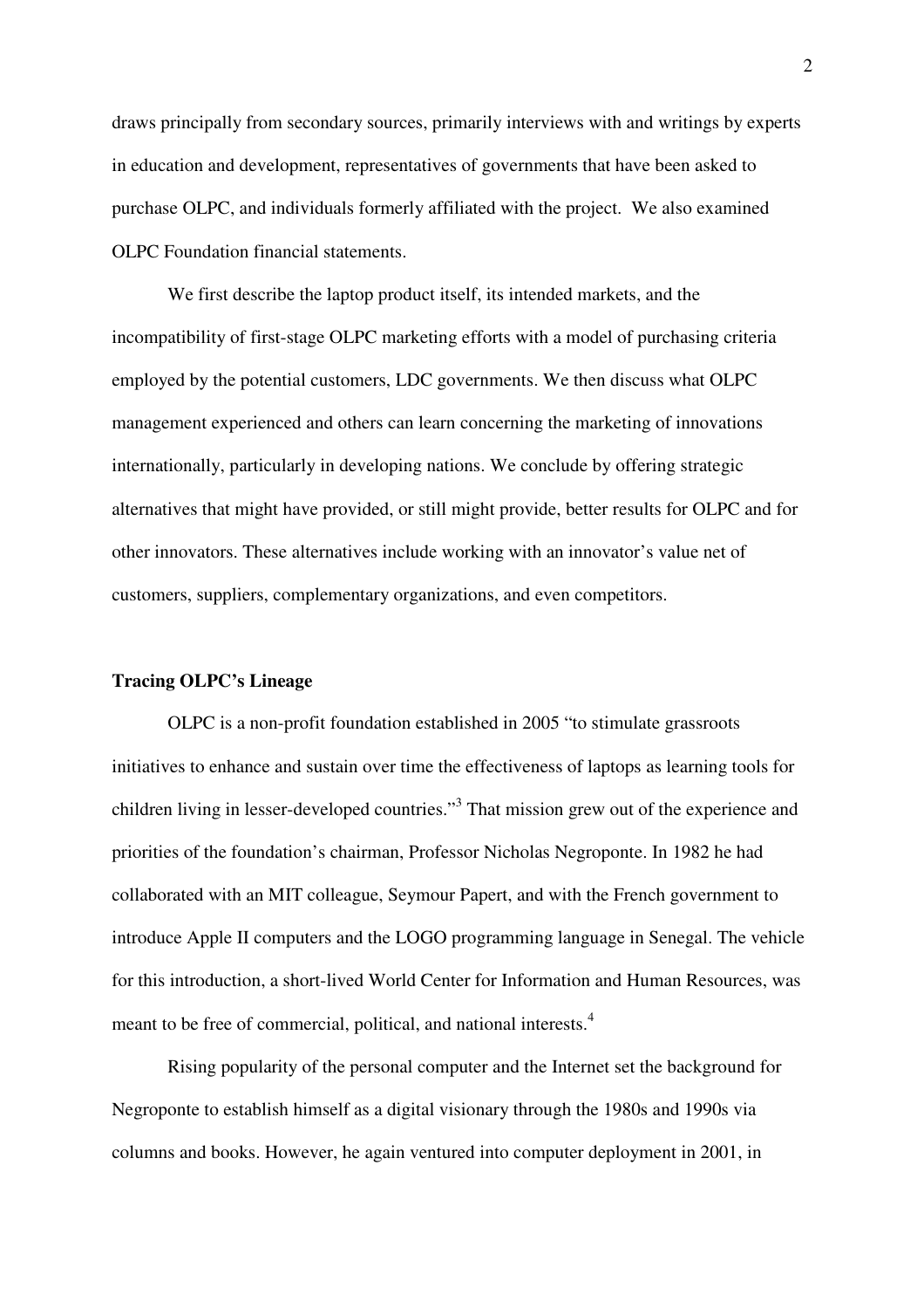draws principally from secondary sources, primarily interviews with and writings by experts in education and development, representatives of governments that have been asked to purchase OLPC, and individuals formerly affiliated with the project. We also examined OLPC Foundation financial statements.

We first describe the laptop product itself, its intended markets, and the incompatibility of first-stage OLPC marketing efforts with a model of purchasing criteria employed by the potential customers, LDC governments. We then discuss what OLPC management experienced and others can learn concerning the marketing of innovations internationally, particularly in developing nations. We conclude by offering strategic alternatives that might have provided, or still might provide, better results for OLPC and for other innovators. These alternatives include working with an innovator's value net of customers, suppliers, complementary organizations, and even competitors.

**Tracing OLPC's Lineage**

OLPC is a non-profit foundation established in 2005 "to stimulate grassroots initiatives to enhance and sustain over time the effectiveness of laptops as learning tools for children living in lesser-developed countries."[3] That mission grew out of the experience and priorities of the foundation's chairman, Professor Nicholas Negroponte. In 1982 he had collaborated with an MIT colleague, Seymour Papert, and with the French government to introduce Apple II computers and the LOGO programming language in Senegal. The vehicle for this introduction, a short-lived World Center for Information and Human Resources, was meant to be free of commercial, political, and national interests.[4]

Rising popularity of the personal computer and the Internet set the background for Negroponte to establish himself as a digital visionary through the 1980s and 1990s via columns and books. However, he again ventured into computer deployment in 2001, in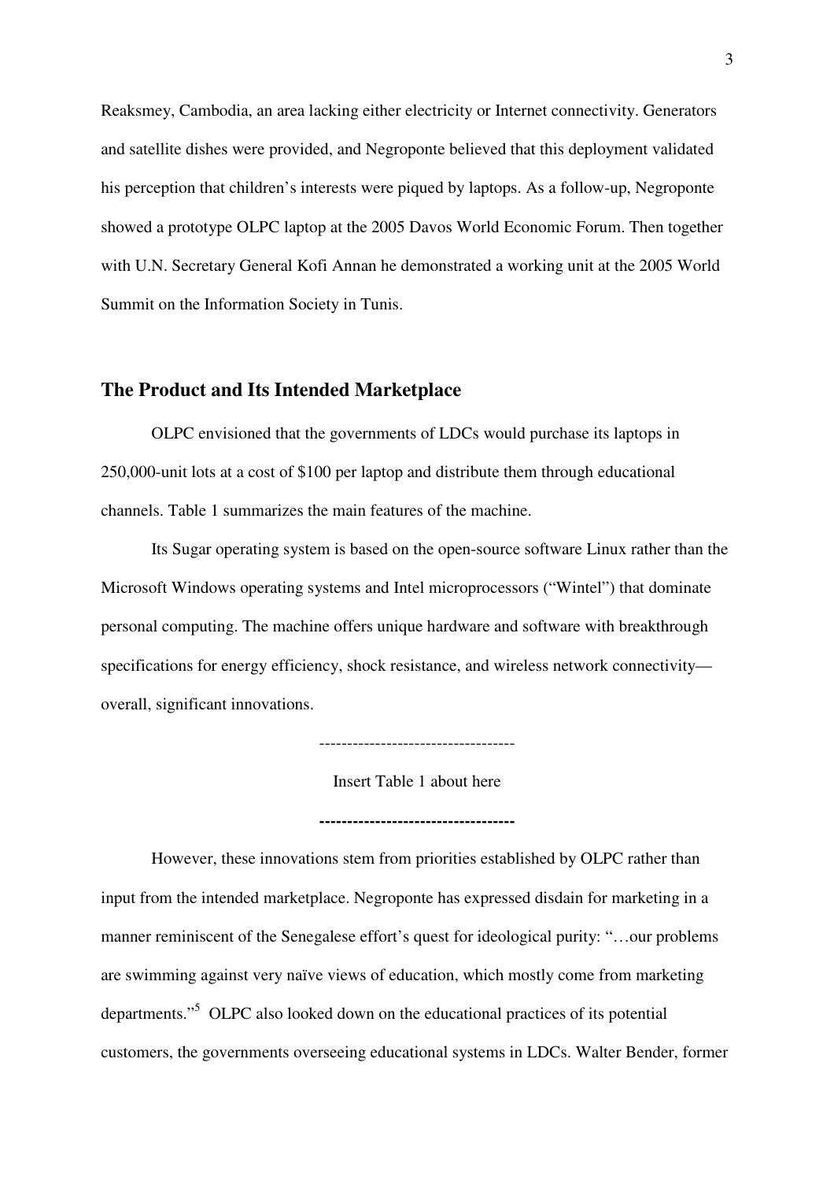Reaksmey, Cambodia, an area lacking either electricity or Internet connectivity. Generators and satellite dishes were provided, and Negroponte believed that this deployment validated his perception that children's interests were piqued by laptops. As a follow-up, Negroponte showed a prototype OLPC laptop at the 2005 Davos World Economic Forum. Then together with U.N. Secretary General Kofi Annan he demonstrated a working unit at the 2005 World Summit on the Information Society in Tunis.

## The Product and Its Intended Marketplace

OLPC envisioned that the governments of LDCs would purchase its laptops in 250,000-unit lots at a cost of $100 per laptop and distribute them through educational channels. Table 1 summarizes the main features of the machine.

Its Sugar operating system is based on the open-source software Linux rather than the Microsoft Windows operating systems and Intel microprocessors ("Wintel") that dominate personal computing. The machine offers unique hardware and software with breakthrough specifications for energy efficiency, shock resistance, and wireless network connectivity—overall, significant innovations.

----------------------------------

Insert Table 1 about here

----------------------------------

However, these innovations stem from priorities established by OLPC rather than input from the intended marketplace. Negroponte has expressed disdain for marketing in a manner reminiscent of the Senegalese effort's quest for ideological purity: "…our problems are swimming against very naïve views of education, which mostly come from marketing departments."[5] OLPC also looked down on the educational practices of its potential customers, the governments overseeing educational systems in LDCs. Walter Bender, former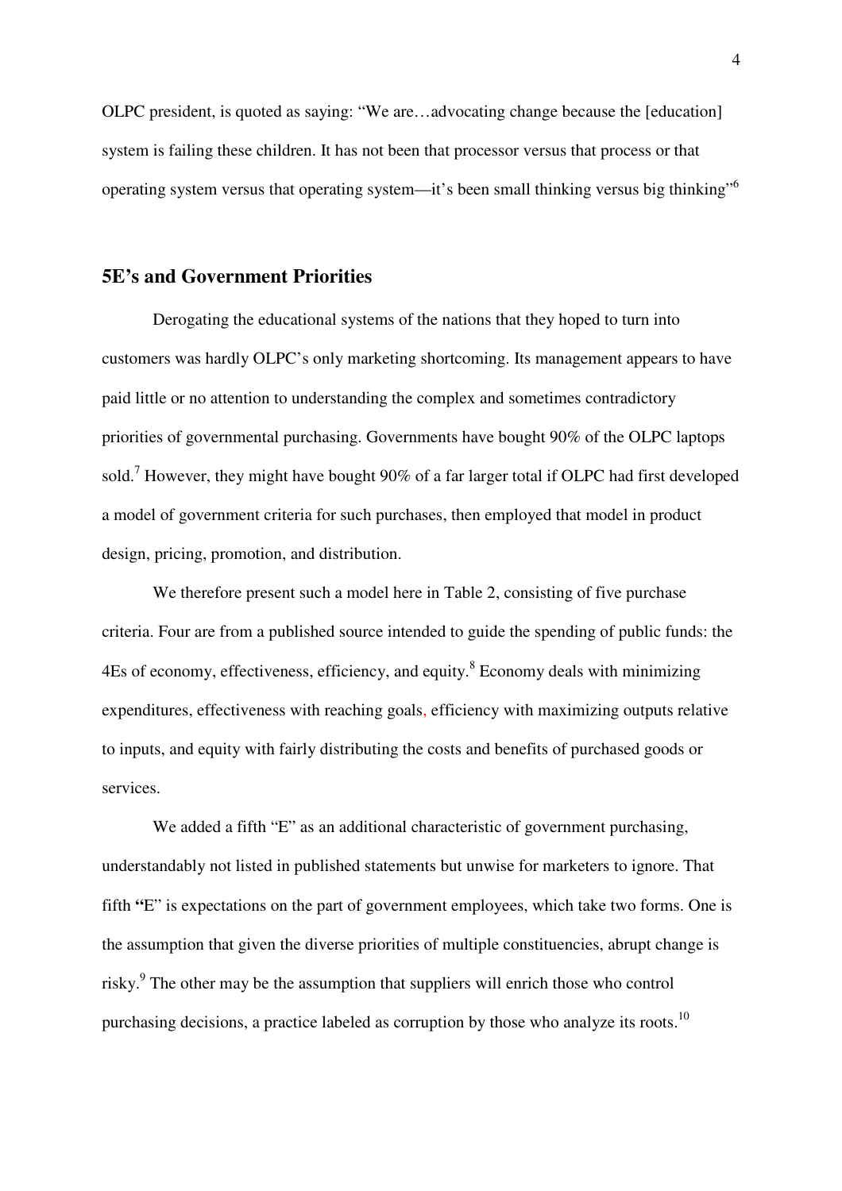OLPC president, is quoted as saying: "We are…advocating change because the [education] system is failing these children. It has not been that processor versus that process or that operating system versus that operating system—it's been small thinking versus big thinking"[6]

## 5E's and Government Priorities

Derogating the educational systems of the nations that they hoped to turn into customers was hardly OLPC's only marketing shortcoming. Its management appears to have paid little or no attention to understanding the complex and sometimes contradictory priorities of governmental purchasing. Governments have bought 90% of the OLPC laptops sold.[7] However, they might have bought 90% of a far larger total if OLPC had first developed a model of government criteria for such purchases, then employed that model in product design, pricing, promotion, and distribution.

We therefore present such a model here in Table 2, consisting of five purchase criteria. Four are from a published source intended to guide the spending of public funds: the 4Es of economy, effectiveness, efficiency, and equity.[8] Economy deals with minimizing expenditures, effectiveness with reaching goals, efficiency with maximizing outputs relative to inputs, and equity with fairly distributing the costs and benefits of purchased goods or services.

We added a fifth "E" as an additional characteristic of government purchasing, understandably not listed in published statements but unwise for marketers to ignore. That fifth "E" is expectations on the part of government employees, which take two forms. One is the assumption that given the diverse priorities of multiple constituencies, abrupt change is risky.[9] The other may be the assumption that suppliers will enrich those who control purchasing decisions, a practice labeled as corruption by those who analyze its roots.[10]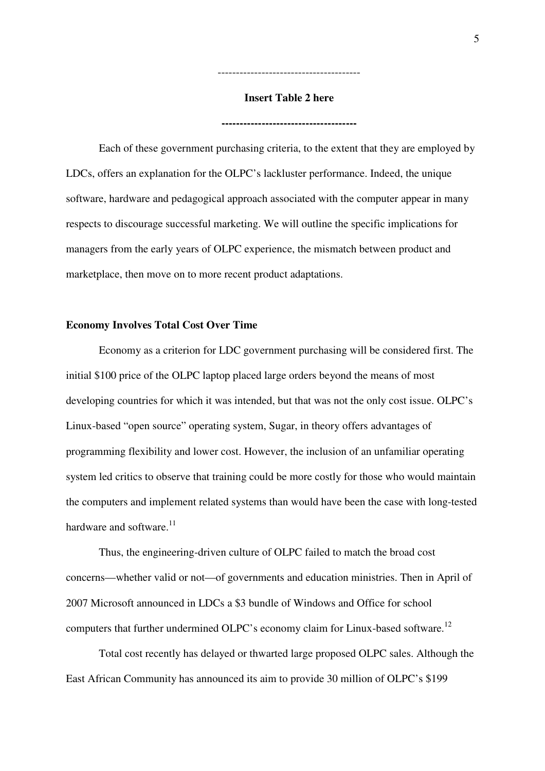---

**Insert Table 2 here**

---

Each of these government purchasing criteria, to the extent that they are employed by LDCs, offers an explanation for the OLPC's lackluster performance. Indeed, the unique software, hardware and pedagogical approach associated with the computer appear in many respects to discourage successful marketing. We will outline the specific implications for managers from the early years of OLPC experience, the mismatch between product and marketplace, then move on to more recent product adaptations.

**Economy Involves Total Cost Over Time**

Economy as a criterion for LDC government purchasing will be considered first. The initial $100 price of the OLPC laptop placed large orders beyond the means of most developing countries for which it was intended, but that was not the only cost issue. OLPC's Linux-based "open source" operating system, Sugar, in theory offers advantages of programming flexibility and lower cost. However, the inclusion of an unfamiliar operating system led critics to observe that training could be more costly for those who would maintain the computers and implement related systems than would have been the case with long-tested hardware and software.[11]

Thus, the engineering-driven culture of OLPC failed to match the broad cost concerns—whether valid or not—of governments and education ministries. Then in April of 2007 Microsoft announced in LDCs a $3 bundle of Windows and Office for school computers that further undermined OLPC's economy claim for Linux-based software.[12]

Total cost recently has delayed or thwarted large proposed OLPC sales. Although the East African Community has announced its aim to provide 30 million of OLPC's $199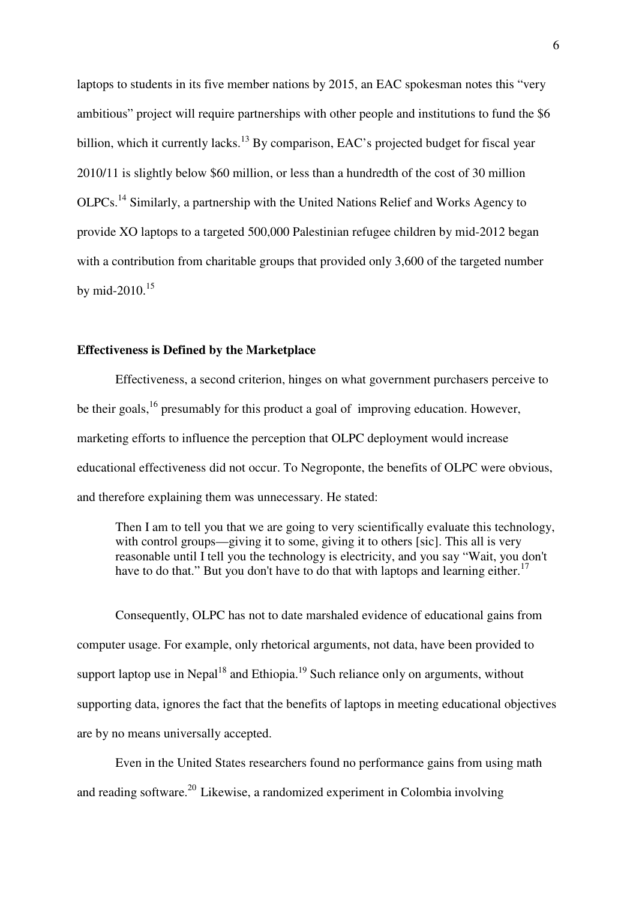laptops to students in its five member nations by 2015, an EAC spokesman notes this "very ambitious" project will require partnerships with other people and institutions to fund the $6 billion, which it currently lacks.[13] By comparison, EAC's projected budget for fiscal year 2010/11 is slightly below $60 million, or less than a hundredth of the cost of 30 million OLPCs.[14] Similarly, a partnership with the United Nations Relief and Works Agency to provide XO laptops to a targeted 500,000 Palestinian refugee children by mid-2012 began with a contribution from charitable groups that provided only 3,600 of the targeted number by mid-2010.[15]

**Effectiveness is Defined by the Marketplace**

Effectiveness, a second criterion, hinges on what government purchasers perceive to be their goals,[16] presumably for this product a goal of improving education. However, marketing efforts to influence the perception that OLPC deployment would increase educational effectiveness did not occur. To Negroponte, the benefits of OLPC were obvious, and therefore explaining them was unnecessary. He stated:

> Then I am to tell you that we are going to very scientifically evaluate this technology, with control groups—giving it to some, giving it to others [sic]. This all is very reasonable until I tell you the technology is electricity, and you say "Wait, you don't have to do that." But you don't have to do that with laptops and learning either.[17]

Consequently, OLPC has not to date marshaled evidence of educational gains from computer usage. For example, only rhetorical arguments, not data, have been provided to support laptop use in Nepal[18] and Ethiopia.[19] Such reliance only on arguments, without supporting data, ignores the fact that the benefits of laptops in meeting educational objectives are by no means universally accepted.

Even in the United States researchers found no performance gains from using math and reading software.[20] Likewise, a randomized experiment in Colombia involving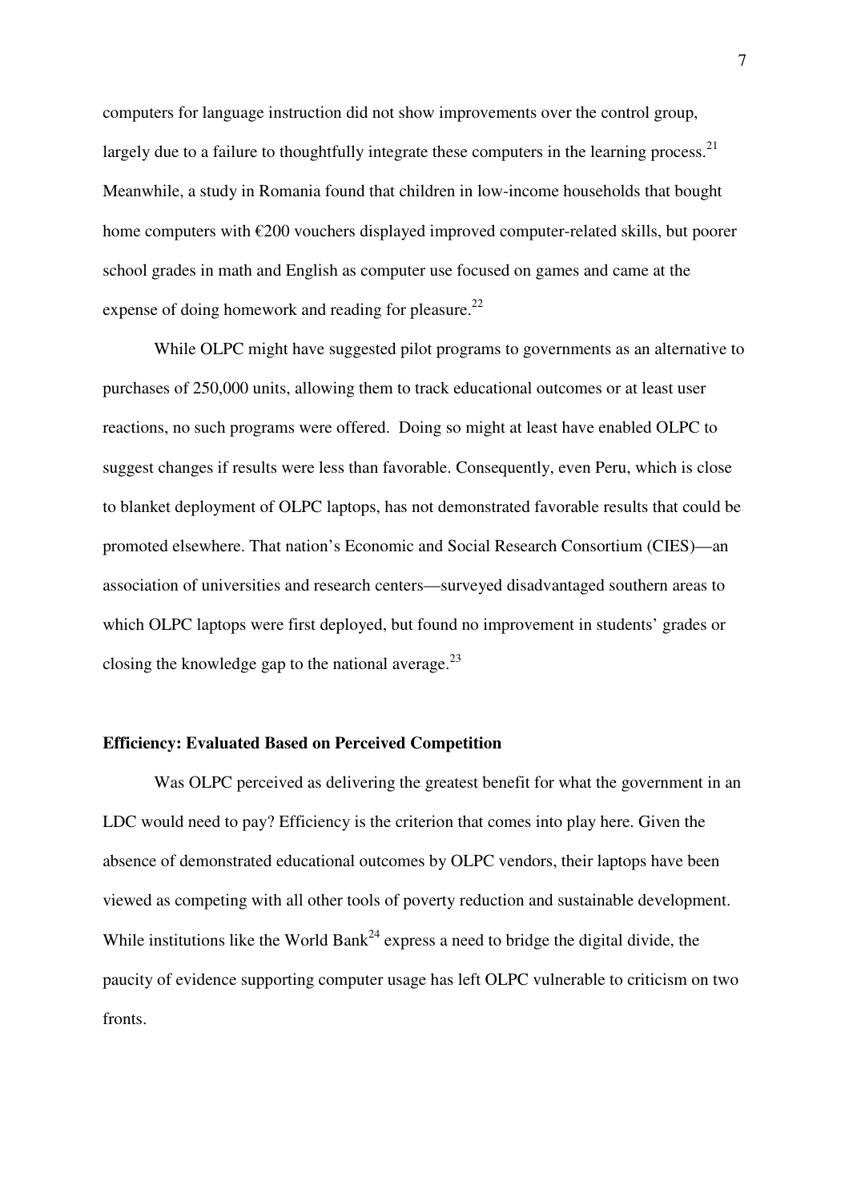computers for language instruction did not show improvements over the control group, largely due to a failure to thoughtfully integrate these computers in the learning process.[21] Meanwhile, a study in Romania found that children in low-income households that bought home computers with €200 vouchers displayed improved computer-related skills, but poorer school grades in math and English as computer use focused on games and came at the expense of doing homework and reading for pleasure.[22]

While OLPC might have suggested pilot programs to governments as an alternative to purchases of 250,000 units, allowing them to track educational outcomes or at least user reactions, no such programs were offered. Doing so might at least have enabled OLPC to suggest changes if results were less than favorable. Consequently, even Peru, which is close to blanket deployment of OLPC laptops, has not demonstrated favorable results that could be promoted elsewhere. That nation's Economic and Social Research Consortium (CIES)—an association of universities and research centers—surveyed disadvantaged southern areas to which OLPC laptops were first deployed, but found no improvement in students' grades or closing the knowledge gap to the national average.[23]

**Efficiency: Evaluated Based on Perceived Competition**

Was OLPC perceived as delivering the greatest benefit for what the government in an LDC would need to pay? Efficiency is the criterion that comes into play here. Given the absence of demonstrated educational outcomes by OLPC vendors, their laptops have been viewed as competing with all other tools of poverty reduction and sustainable development. While institutions like the World Bank[24] express a need to bridge the digital divide, the paucity of evidence supporting computer usage has left OLPC vulnerable to criticism on two fronts.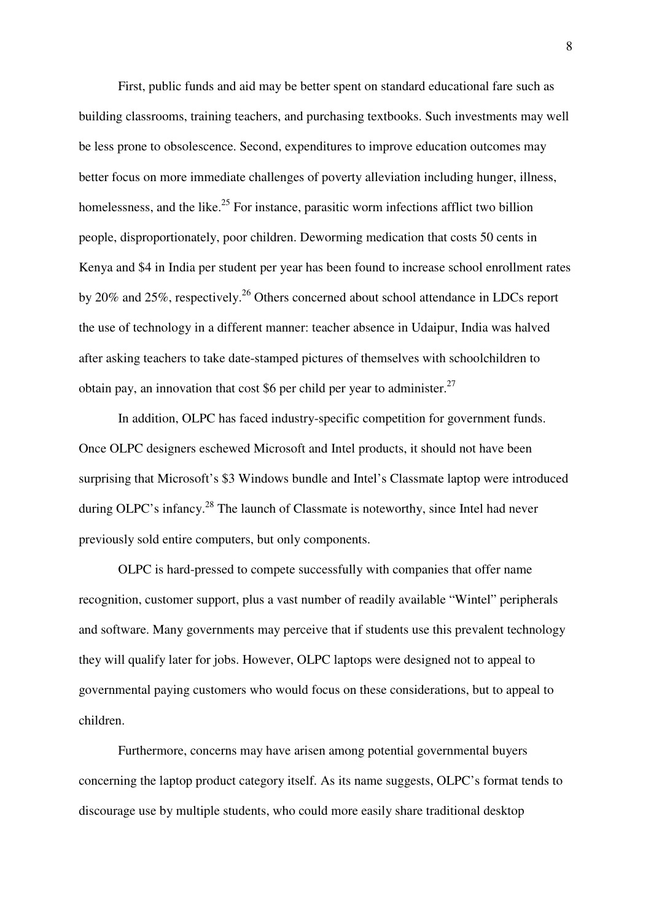First, public funds and aid may be better spent on standard educational fare such as building classrooms, training teachers, and purchasing textbooks. Such investments may well be less prone to obsolescence. Second, expenditures to improve education outcomes may better focus on more immediate challenges of poverty alleviation including hunger, illness, homelessness, and the like.[25] For instance, parasitic worm infections afflict two billion people, disproportionately, poor children. Deworming medication that costs 50 cents in Kenya and $4 in India per student per year has been found to increase school enrollment rates by 20% and 25%, respectively.[26] Others concerned about school attendance in LDCs report the use of technology in a different manner: teacher absence in Udaipur, India was halved after asking teachers to take date-stamped pictures of themselves with schoolchildren to obtain pay, an innovation that cost $6 per child per year to administer.[27]

In addition, OLPC has faced industry-specific competition for government funds. Once OLPC designers eschewed Microsoft and Intel products, it should not have been surprising that Microsoft's $3 Windows bundle and Intel's Classmate laptop were introduced during OLPC's infancy.[28] The launch of Classmate is noteworthy, since Intel had never previously sold entire computers, but only components.

OLPC is hard-pressed to compete successfully with companies that offer name recognition, customer support, plus a vast number of readily available "Wintel" peripherals and software. Many governments may perceive that if students use this prevalent technology they will qualify later for jobs. However, OLPC laptops were designed not to appeal to governmental paying customers who would focus on these considerations, but to appeal to children.

Furthermore, concerns may have arisen among potential governmental buyers concerning the laptop product category itself. As its name suggests, OLPC's format tends to discourage use by multiple students, who could more easily share traditional desktop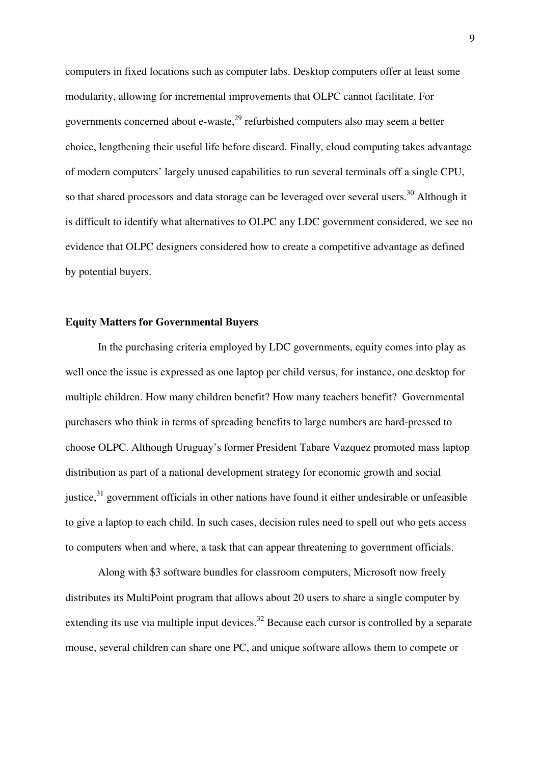computers in fixed locations such as computer labs. Desktop computers offer at least some modularity, allowing for incremental improvements that OLPC cannot facilitate. For governments concerned about e-waste,[29] refurbished computers also may seem a better choice, lengthening their useful life before discard. Finally, cloud computing takes advantage of modern computers' largely unused capabilities to run several terminals off a single CPU, so that shared processors and data storage can be leveraged over several users.[30] Although it is difficult to identify what alternatives to OLPC any LDC government considered, we see no evidence that OLPC designers considered how to create a competitive advantage as defined by potential buyers.

**Equity Matters for Governmental Buyers**

In the purchasing criteria employed by LDC governments, equity comes into play as well once the issue is expressed as one laptop per child versus, for instance, one desktop for multiple children. How many children benefit? How many teachers benefit? Governmental purchasers who think in terms of spreading benefits to large numbers are hard-pressed to choose OLPC. Although Uruguay's former President Tabare Vazquez promoted mass laptop distribution as part of a national development strategy for economic growth and social justice,[31] government officials in other nations have found it either undesirable or unfeasible to give a laptop to each child. In such cases, decision rules need to spell out who gets access to computers when and where, a task that can appear threatening to government officials.

Along with \$3 software bundles for classroom computers, Microsoft now freely distributes its MultiPoint program that allows about 20 users to share a single computer by extending its use via multiple input devices.[32] Because each cursor is controlled by a separate mouse, several children can share one PC, and unique software allows them to compete or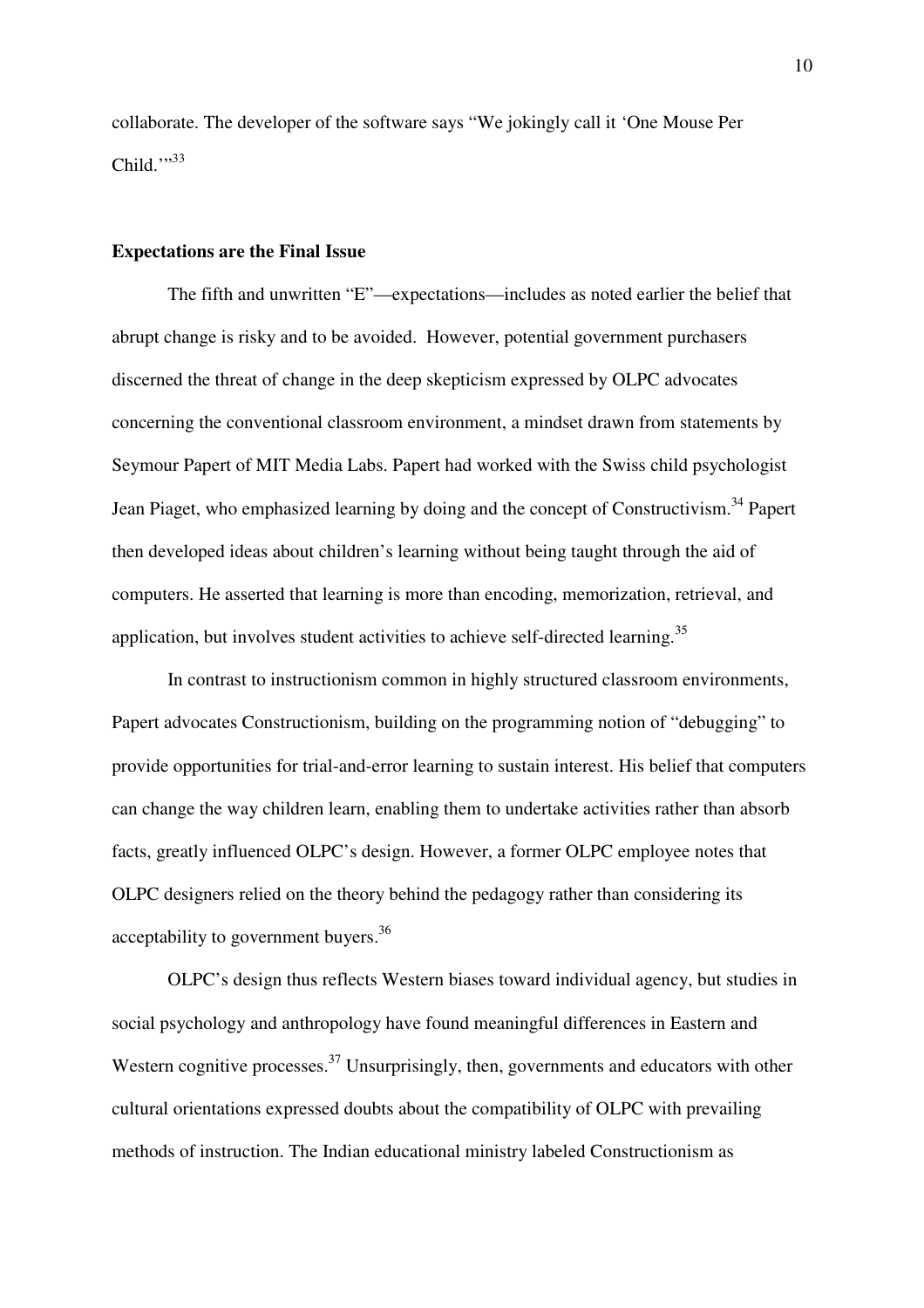collaborate. The developer of the software says "We jokingly call it 'One Mouse Per Child.'"[33]

### Expectations are the Final Issue

The fifth and unwritten "E"—expectations—includes as noted earlier the belief that abrupt change is risky and to be avoided. However, potential government purchasers discerned the threat of change in the deep skepticism expressed by OLPC advocates concerning the conventional classroom environment, a mindset drawn from statements by Seymour Papert of MIT Media Labs. Papert had worked with the Swiss child psychologist Jean Piaget, who emphasized learning by doing and the concept of Constructivism.[34] Papert then developed ideas about children's learning without being taught through the aid of computers. He asserted that learning is more than encoding, memorization, retrieval, and application, but involves student activities to achieve self-directed learning.[35]

In contrast to instructionism common in highly structured classroom environments, Papert advocates Constructionism, building on the programming notion of "debugging" to provide opportunities for trial-and-error learning to sustain interest. His belief that computers can change the way children learn, enabling them to undertake activities rather than absorb facts, greatly influenced OLPC's design. However, a former OLPC employee notes that OLPC designers relied on the theory behind the pedagogy rather than considering its acceptability to government buyers.[36]

OLPC's design thus reflects Western biases toward individual agency, but studies in social psychology and anthropology have found meaningful differences in Eastern and Western cognitive processes.[37] Unsurprisingly, then, governments and educators with other cultural orientations expressed doubts about the compatibility of OLPC with prevailing methods of instruction. The Indian educational ministry labeled Constructionism as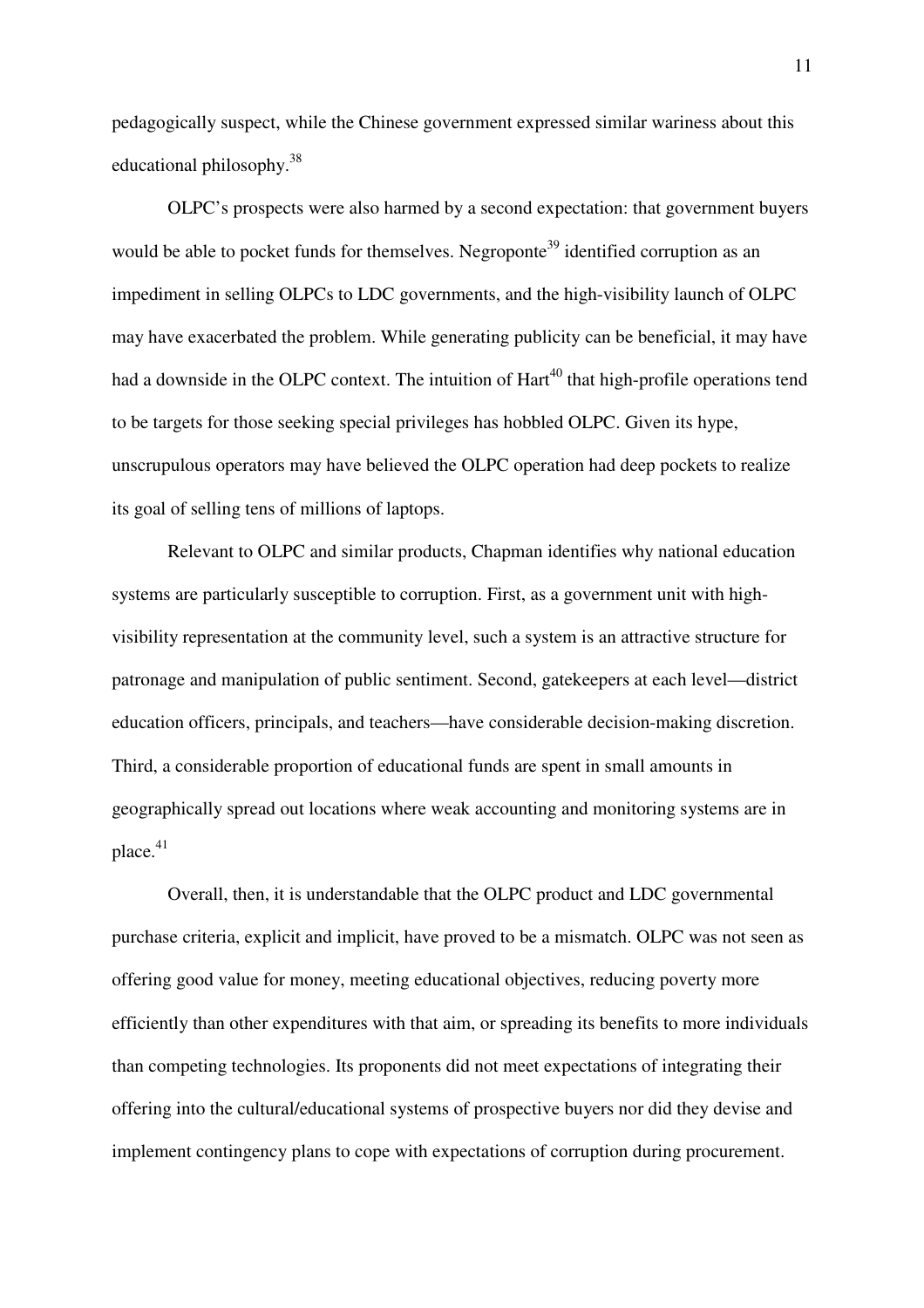pedagogically suspect, while the Chinese government expressed similar wariness about this educational philosophy.[38]

OLPC's prospects were also harmed by a second expectation: that government buyers would be able to pocket funds for themselves. Negroponte[39] identified corruption as an impediment in selling OLPCs to LDC governments, and the high-visibility launch of OLPC may have exacerbated the problem. While generating publicity can be beneficial, it may have had a downside in the OLPC context. The intuition of Hart[40] that high-profile operations tend to be targets for those seeking special privileges has hobbled OLPC. Given its hype, unscrupulous operators may have believed the OLPC operation had deep pockets to realize its goal of selling tens of millions of laptops.

Relevant to OLPC and similar products, Chapman identifies why national education systems are particularly susceptible to corruption. First, as a government unit with high-visibility representation at the community level, such a system is an attractive structure for patronage and manipulation of public sentiment. Second, gatekeepers at each level—district education officers, principals, and teachers—have considerable decision-making discretion. Third, a considerable proportion of educational funds are spent in small amounts in geographically spread out locations where weak accounting and monitoring systems are in place.[41]

Overall, then, it is understandable that the OLPC product and LDC governmental purchase criteria, explicit and implicit, have proved to be a mismatch. OLPC was not seen as offering good value for money, meeting educational objectives, reducing poverty more efficiently than other expenditures with that aim, or spreading its benefits to more individuals than competing technologies. Its proponents did not meet expectations of integrating their offering into the cultural/educational systems of prospective buyers nor did they devise and implement contingency plans to cope with expectations of corruption during procurement.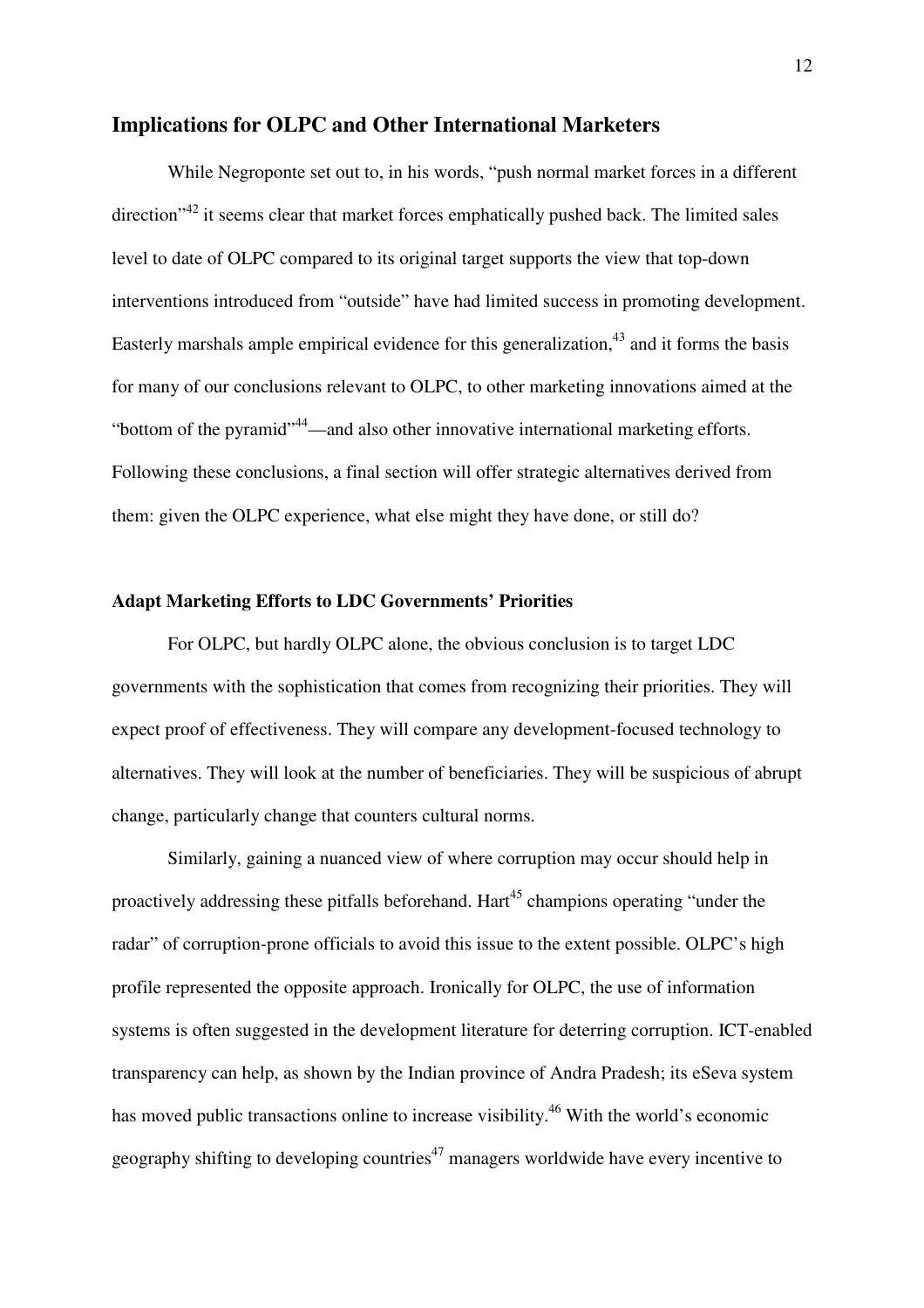## Implications for OLPC and Other International Marketers

While Negroponte set out to, in his words, "push normal market forces in a different direction"[42] it seems clear that market forces emphatically pushed back. The limited sales level to date of OLPC compared to its original target supports the view that top-down interventions introduced from "outside" have had limited success in promoting development. Easterly marshals ample empirical evidence for this generalization,[43] and it forms the basis for many of our conclusions relevant to OLPC, to other marketing innovations aimed at the "bottom of the pyramid"[44]—and also other innovative international marketing efforts. Following these conclusions, a final section will offer strategic alternatives derived from them: given the OLPC experience, what else might they have done, or still do?

### Adapt Marketing Efforts to LDC Governments' Priorities

For OLPC, but hardly OLPC alone, the obvious conclusion is to target LDC governments with the sophistication that comes from recognizing their priorities. They will expect proof of effectiveness. They will compare any development-focused technology to alternatives. They will look at the number of beneficiaries. They will be suspicious of abrupt change, particularly change that counters cultural norms.

Similarly, gaining a nuanced view of where corruption may occur should help in proactively addressing these pitfalls beforehand. Hart[45] champions operating "under the radar" of corruption-prone officials to avoid this issue to the extent possible. OLPC's high profile represented the opposite approach. Ironically for OLPC, the use of information systems is often suggested in the development literature for deterring corruption. ICT-enabled transparency can help, as shown by the Indian province of Andra Pradesh; its eSeva system has moved public transactions online to increase visibility.[46] With the world's economic geography shifting to developing countries[47] managers worldwide have every incentive to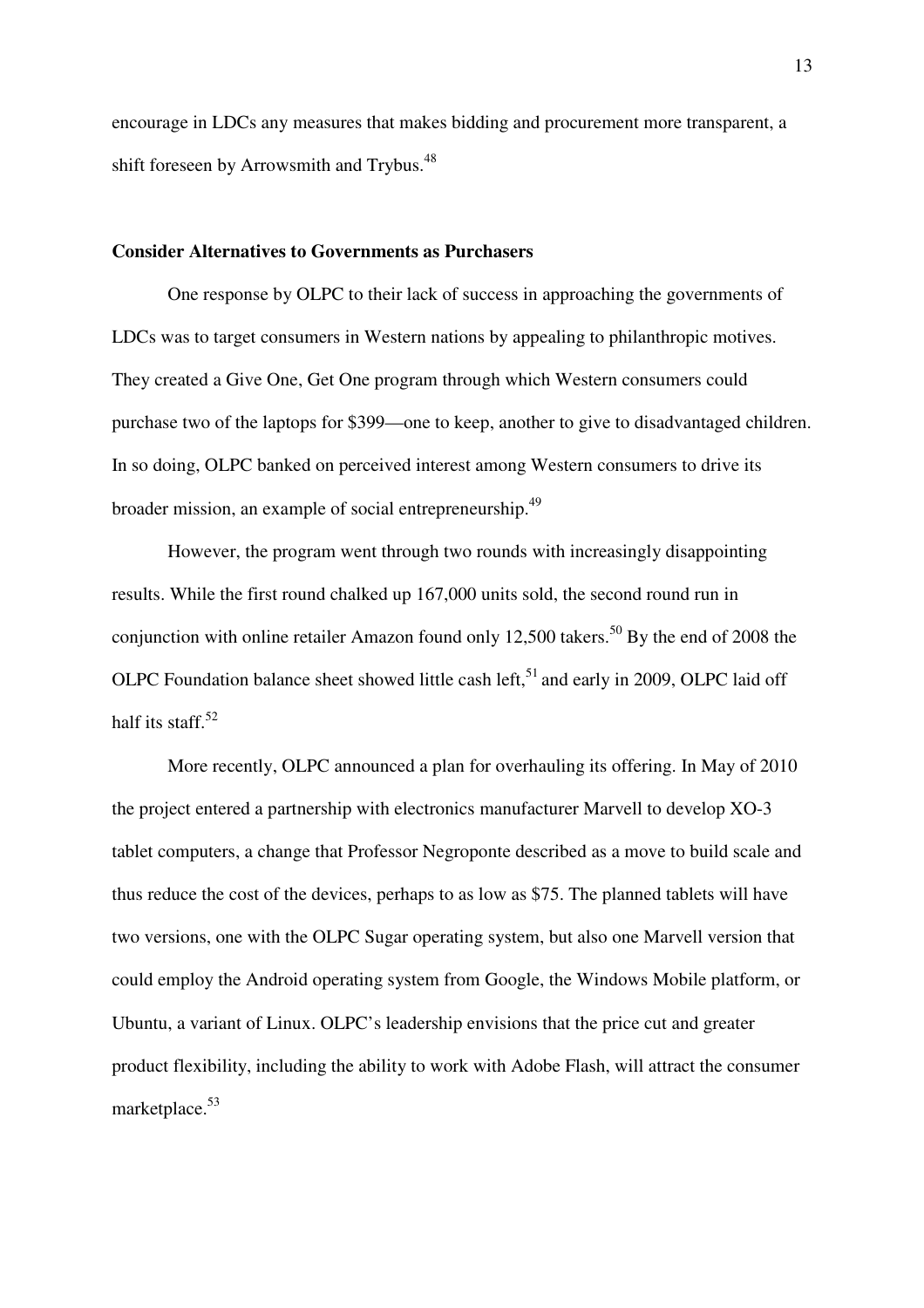encourage in LDCs any measures that makes bidding and procurement more transparent, a shift foreseen by Arrowsmith and Trybus.[48]

### Consider Alternatives to Governments as Purchasers

One response by OLPC to their lack of success in approaching the governments of LDCs was to target consumers in Western nations by appealing to philanthropic motives. They created a Give One, Get One program through which Western consumers could purchase two of the laptops for $399—one to keep, another to give to disadvantaged children. In so doing, OLPC banked on perceived interest among Western consumers to drive its broader mission, an example of social entrepreneurship.[49]

However, the program went through two rounds with increasingly disappointing results. While the first round chalked up 167,000 units sold, the second round run in conjunction with online retailer Amazon found only 12,500 takers.[50] By the end of 2008 the OLPC Foundation balance sheet showed little cash left,[51] and early in 2009, OLPC laid off half its staff.[52]

More recently, OLPC announced a plan for overhauling its offering. In May of 2010 the project entered a partnership with electronics manufacturer Marvell to develop XO-3 tablet computers, a change that Professor Negroponte described as a move to build scale and thus reduce the cost of the devices, perhaps to as low as $75. The planned tablets will have two versions, one with the OLPC Sugar operating system, but also one Marvell version that could employ the Android operating system from Google, the Windows Mobile platform, or Ubuntu, a variant of Linux. OLPC's leadership envisions that the price cut and greater product flexibility, including the ability to work with Adobe Flash, will attract the consumer marketplace.[53]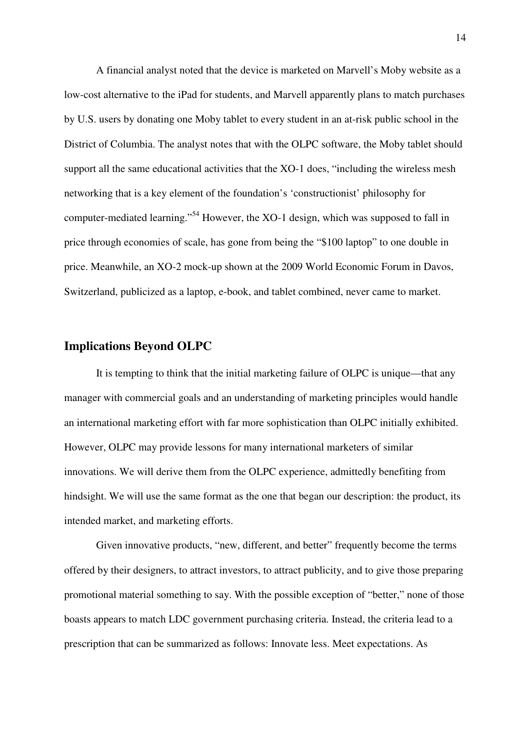A financial analyst noted that the device is marketed on Marvell's Moby website as a low-cost alternative to the iPad for students, and Marvell apparently plans to match purchases by U.S. users by donating one Moby tablet to every student in an at-risk public school in the District of Columbia. The analyst notes that with the OLPC software, the Moby tablet should support all the same educational activities that the XO-1 does, "including the wireless mesh networking that is a key element of the foundation's 'constructionist' philosophy for computer-mediated learning."[54] However, the XO-1 design, which was supposed to fall in price through economies of scale, has gone from being the "$100 laptop" to one double in price. Meanwhile, an XO-2 mock-up shown at the 2009 World Economic Forum in Davos, Switzerland, publicized as a laptop, e-book, and tablet combined, never came to market.

## Implications Beyond OLPC

It is tempting to think that the initial marketing failure of OLPC is unique—that any manager with commercial goals and an understanding of marketing principles would handle an international marketing effort with far more sophistication than OLPC initially exhibited. However, OLPC may provide lessons for many international marketers of similar innovations. We will derive them from the OLPC experience, admittedly benefiting from hindsight. We will use the same format as the one that began our description: the product, its intended market, and marketing efforts.

Given innovative products, "new, different, and better" frequently become the terms offered by their designers, to attract investors, to attract publicity, and to give those preparing promotional material something to say. With the possible exception of "better," none of those boasts appears to match LDC government purchasing criteria. Instead, the criteria lead to a prescription that can be summarized as follows: Innovate less. Meet expectations. As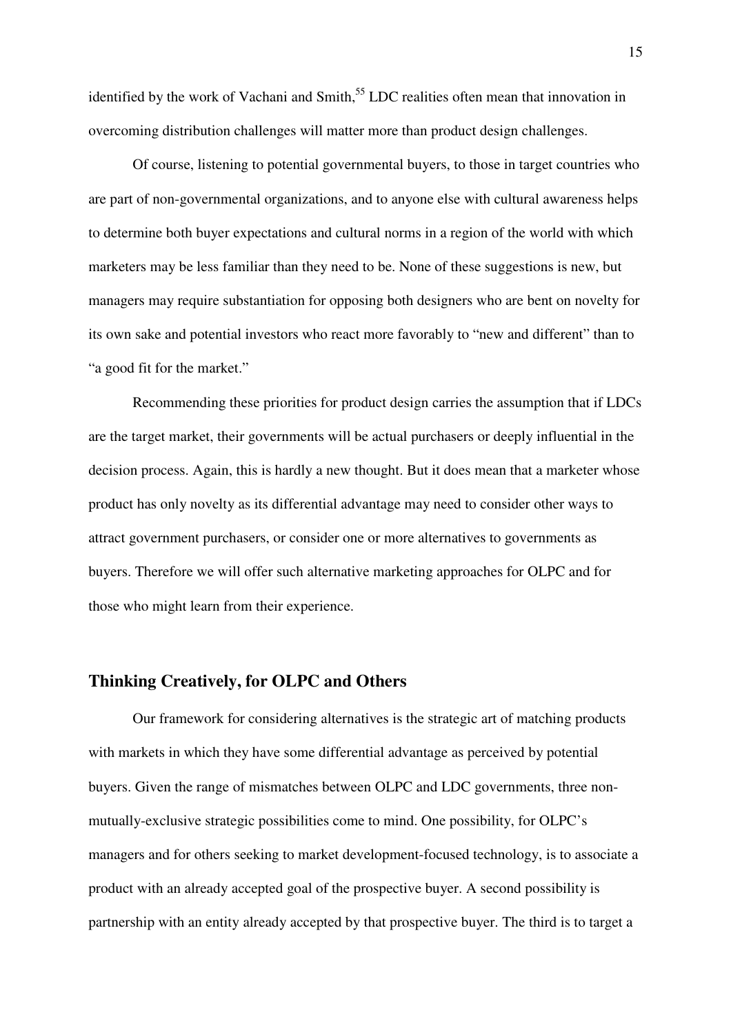identified by the work of Vachani and Smith,[55] LDC realities often mean that innovation in overcoming distribution challenges will matter more than product design challenges.

Of course, listening to potential governmental buyers, to those in target countries who are part of non-governmental organizations, and to anyone else with cultural awareness helps to determine both buyer expectations and cultural norms in a region of the world with which marketers may be less familiar than they need to be. None of these suggestions is new, but managers may require substantiation for opposing both designers who are bent on novelty for its own sake and potential investors who react more favorably to "new and different" than to "a good fit for the market."

Recommending these priorities for product design carries the assumption that if LDCs are the target market, their governments will be actual purchasers or deeply influential in the decision process. Again, this is hardly a new thought. But it does mean that a marketer whose product has only novelty as its differential advantage may need to consider other ways to attract government purchasers, or consider one or more alternatives to governments as buyers. Therefore we will offer such alternative marketing approaches for OLPC and for those who might learn from their experience.

## Thinking Creatively, for OLPC and Others

Our framework for considering alternatives is the strategic art of matching products with markets in which they have some differential advantage as perceived by potential buyers. Given the range of mismatches between OLPC and LDC governments, three non-mutually-exclusive strategic possibilities come to mind. One possibility, for OLPC's managers and for others seeking to market development-focused technology, is to associate a product with an already accepted goal of the prospective buyer. A second possibility is partnership with an entity already accepted by that prospective buyer. The third is to target a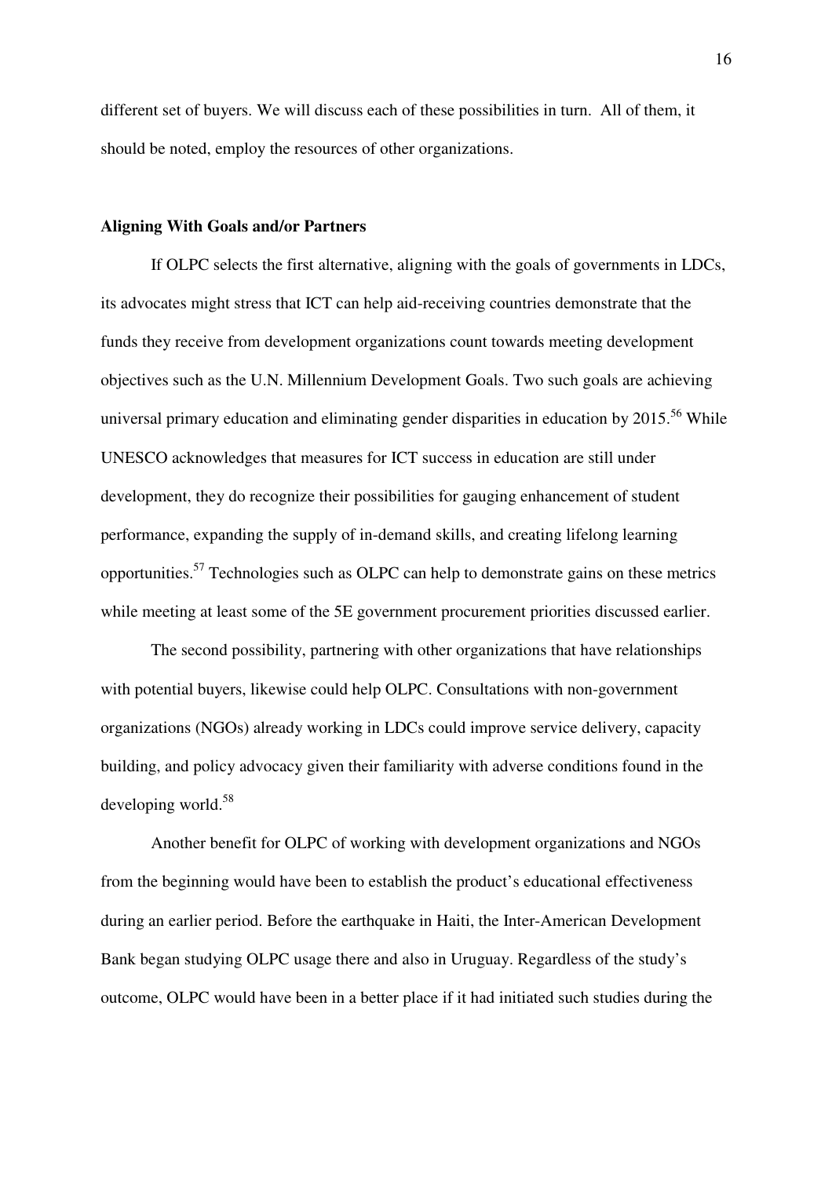different set of buyers. We will discuss each of these possibilities in turn. All of them, it should be noted, employ the resources of other organizations.

**Aligning With Goals and/or Partners**

If OLPC selects the first alternative, aligning with the goals of governments in LDCs, its advocates might stress that ICT can help aid-receiving countries demonstrate that the funds they receive from development organizations count towards meeting development objectives such as the U.N. Millennium Development Goals. Two such goals are achieving universal primary education and eliminating gender disparities in education by 2015.[56] While UNESCO acknowledges that measures for ICT success in education are still under development, they do recognize their possibilities for gauging enhancement of student performance, expanding the supply of in-demand skills, and creating lifelong learning opportunities.[57] Technologies such as OLPC can help to demonstrate gains on these metrics while meeting at least some of the 5E government procurement priorities discussed earlier.

The second possibility, partnering with other organizations that have relationships with potential buyers, likewise could help OLPC. Consultations with non-government organizations (NGOs) already working in LDCs could improve service delivery, capacity building, and policy advocacy given their familiarity with adverse conditions found in the developing world.[58]

Another benefit for OLPC of working with development organizations and NGOs from the beginning would have been to establish the product's educational effectiveness during an earlier period. Before the earthquake in Haiti, the Inter-American Development Bank began studying OLPC usage there and also in Uruguay. Regardless of the study's outcome, OLPC would have been in a better place if it had initiated such studies during the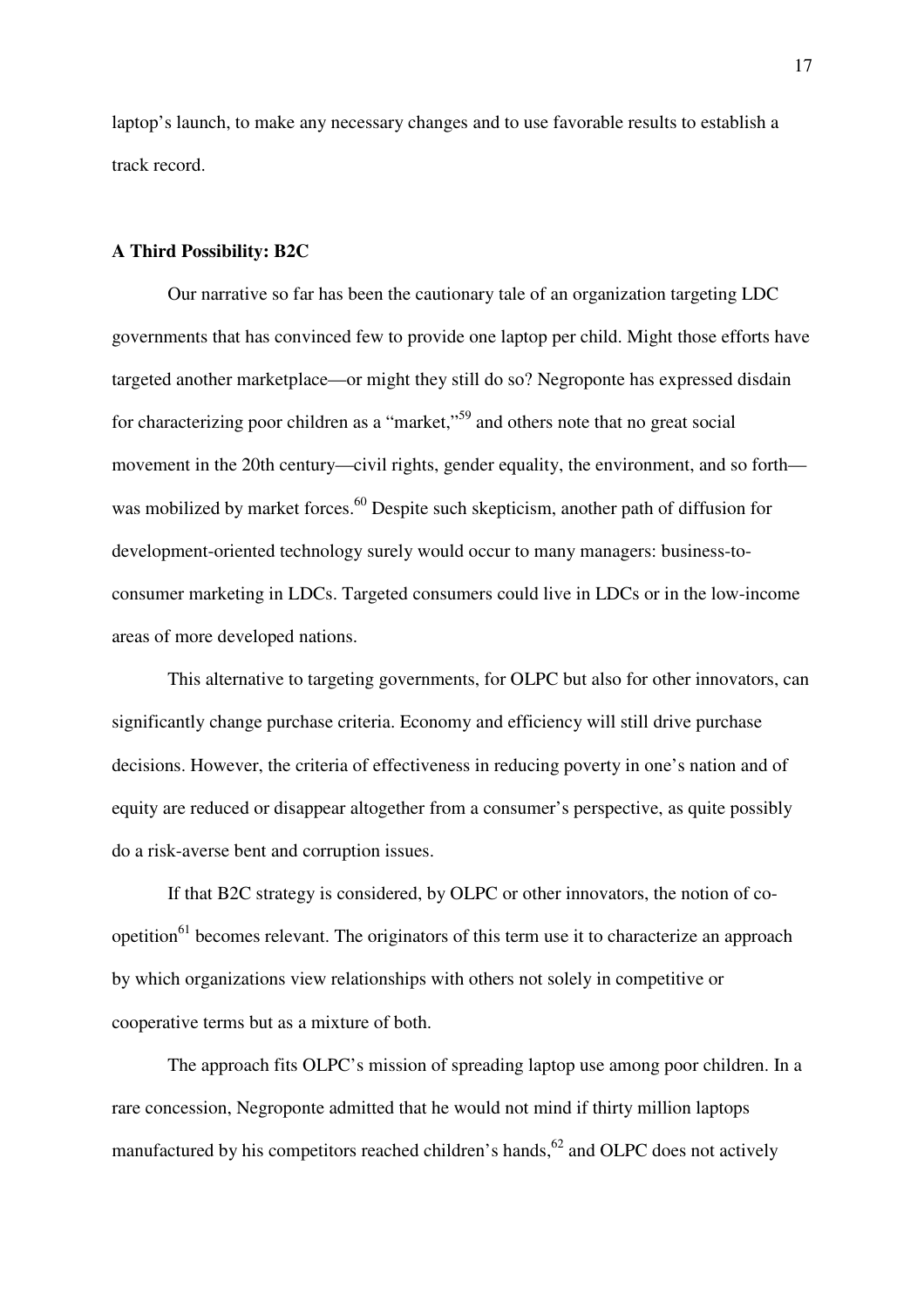laptop's launch, to make any necessary changes and to use favorable results to establish a track record.

### A Third Possibility: B2C

Our narrative so far has been the cautionary tale of an organization targeting LDC governments that has convinced few to provide one laptop per child. Might those efforts have targeted another marketplace—or might they still do so? Negroponte has expressed disdain for characterizing poor children as a "market,"[59] and others note that no great social movement in the 20th century—civil rights, gender equality, the environment, and so forth—was mobilized by market forces.[60] Despite such skepticism, another path of diffusion for development-oriented technology surely would occur to many managers: business-to-consumer marketing in LDCs. Targeted consumers could live in LDCs or in the low-income areas of more developed nations.

This alternative to targeting governments, for OLPC but also for other innovators, can significantly change purchase criteria. Economy and efficiency will still drive purchase decisions. However, the criteria of effectiveness in reducing poverty in one's nation and of equity are reduced or disappear altogether from a consumer's perspective, as quite possibly do a risk-averse bent and corruption issues.

If that B2C strategy is considered, by OLPC or other innovators, the notion of co-opetition[61] becomes relevant. The originators of this term use it to characterize an approach by which organizations view relationships with others not solely in competitive or cooperative terms but as a mixture of both.

The approach fits OLPC's mission of spreading laptop use among poor children. In a rare concession, Negroponte admitted that he would not mind if thirty million laptops manufactured by his competitors reached children's hands,[62] and OLPC does not actively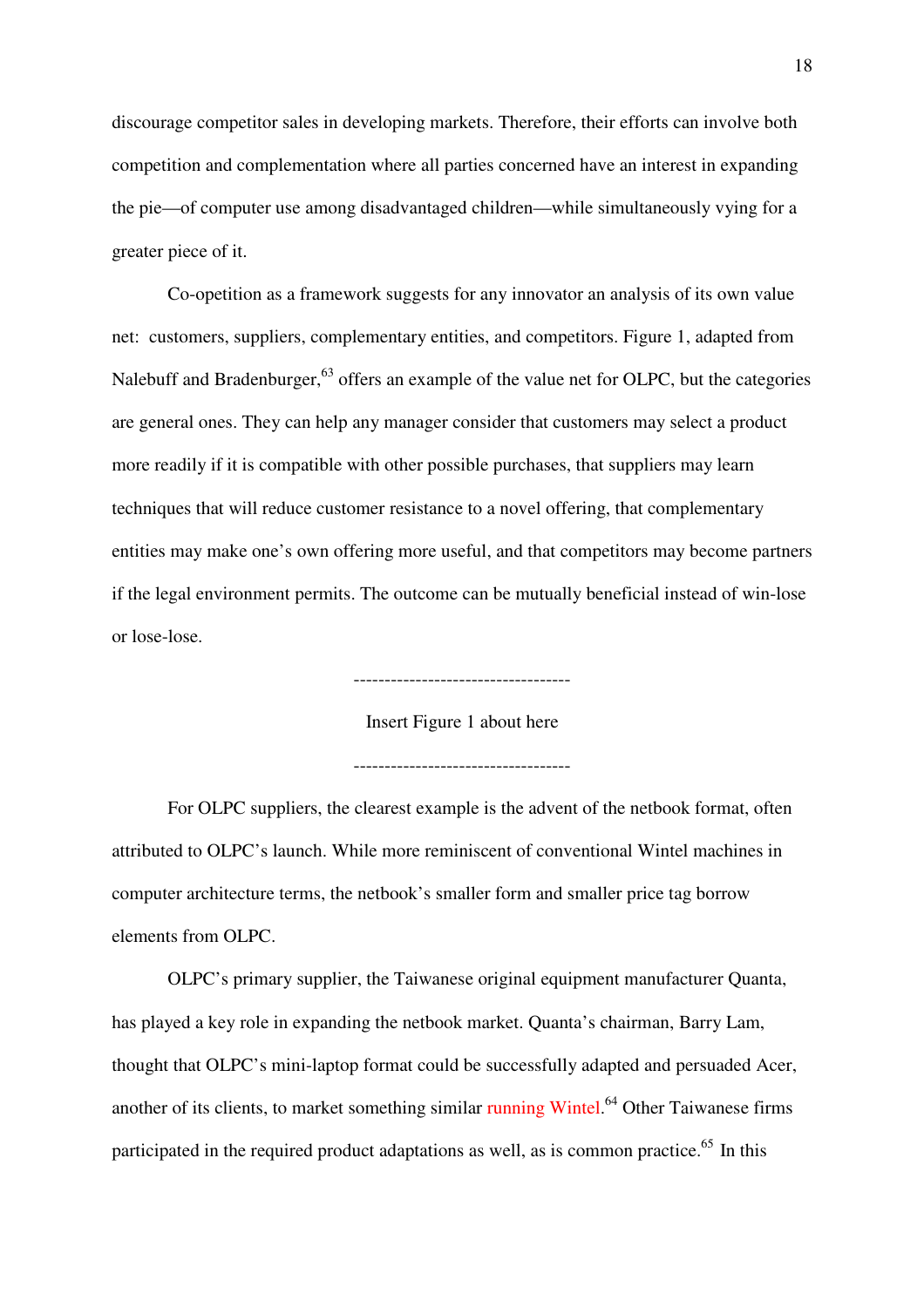discourage competitor sales in developing markets. Therefore, their efforts can involve both competition and complementation where all parties concerned have an interest in expanding the pie—of computer use among disadvantaged children—while simultaneously vying for a greater piece of it.

Co-opetition as a framework suggests for any innovator an analysis of its own value net: customers, suppliers, complementary entities, and competitors. Figure 1, adapted from Nalebuff and Bradenburger,[63] offers an example of the value net for OLPC, but the categories are general ones. They can help any manager consider that customers may select a product more readily if it is compatible with other possible purchases, that suppliers may learn techniques that will reduce customer resistance to a novel offering, that complementary entities may make one's own offering more useful, and that competitors may become partners if the legal environment permits. The outcome can be mutually beneficial instead of win-lose or lose-lose.

-----------------------------------

Insert Figure 1 about here

-----------------------------------

For OLPC suppliers, the clearest example is the advent of the netbook format, often attributed to OLPC's launch. While more reminiscent of conventional Wintel machines in computer architecture terms, the netbook's smaller form and smaller price tag borrow elements from OLPC.

OLPC's primary supplier, the Taiwanese original equipment manufacturer Quanta, has played a key role in expanding the netbook market. Quanta's chairman, Barry Lam, thought that OLPC's mini-laptop format could be successfully adapted and persuaded Acer, another of its clients, to market something similar running Wintel.[64] Other Taiwanese firms participated in the required product adaptations as well, as is common practice.[65] In this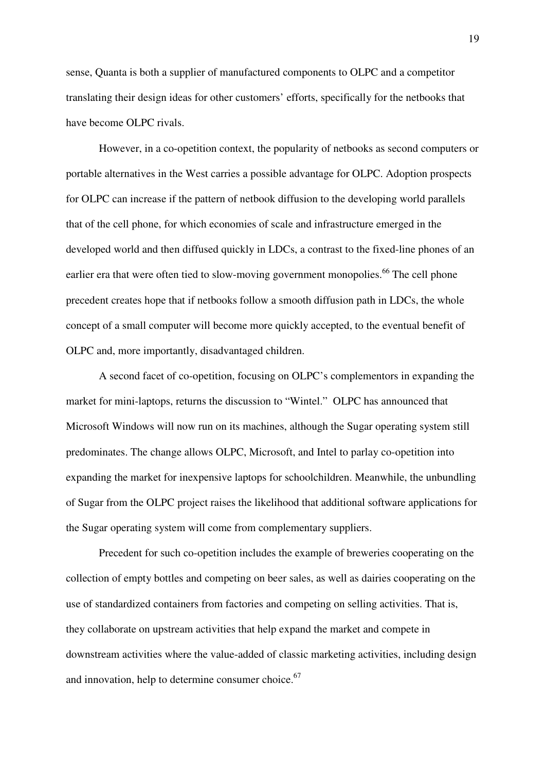sense, Quanta is both a supplier of manufactured components to OLPC and a competitor translating their design ideas for other customers' efforts, specifically for the netbooks that have become OLPC rivals.

However, in a co-opetition context, the popularity of netbooks as second computers or portable alternatives in the West carries a possible advantage for OLPC. Adoption prospects for OLPC can increase if the pattern of netbook diffusion to the developing world parallels that of the cell phone, for which economies of scale and infrastructure emerged in the developed world and then diffused quickly in LDCs, a contrast to the fixed-line phones of an earlier era that were often tied to slow-moving government monopolies.[66] The cell phone precedent creates hope that if netbooks follow a smooth diffusion path in LDCs, the whole concept of a small computer will become more quickly accepted, to the eventual benefit of OLPC and, more importantly, disadvantaged children.

A second facet of co-opetition, focusing on OLPC's complementors in expanding the market for mini-laptops, returns the discussion to "Wintel." OLPC has announced that Microsoft Windows will now run on its machines, although the Sugar operating system still predominates. The change allows OLPC, Microsoft, and Intel to parlay co-opetition into expanding the market for inexpensive laptops for schoolchildren. Meanwhile, the unbundling of Sugar from the OLPC project raises the likelihood that additional software applications for the Sugar operating system will come from complementary suppliers.

Precedent for such co-opetition includes the example of breweries cooperating on the collection of empty bottles and competing on beer sales, as well as dairies cooperating on the use of standardized containers from factories and competing on selling activities. That is, they collaborate on upstream activities that help expand the market and compete in downstream activities where the value-added of classic marketing activities, including design and innovation, help to determine consumer choice.[67]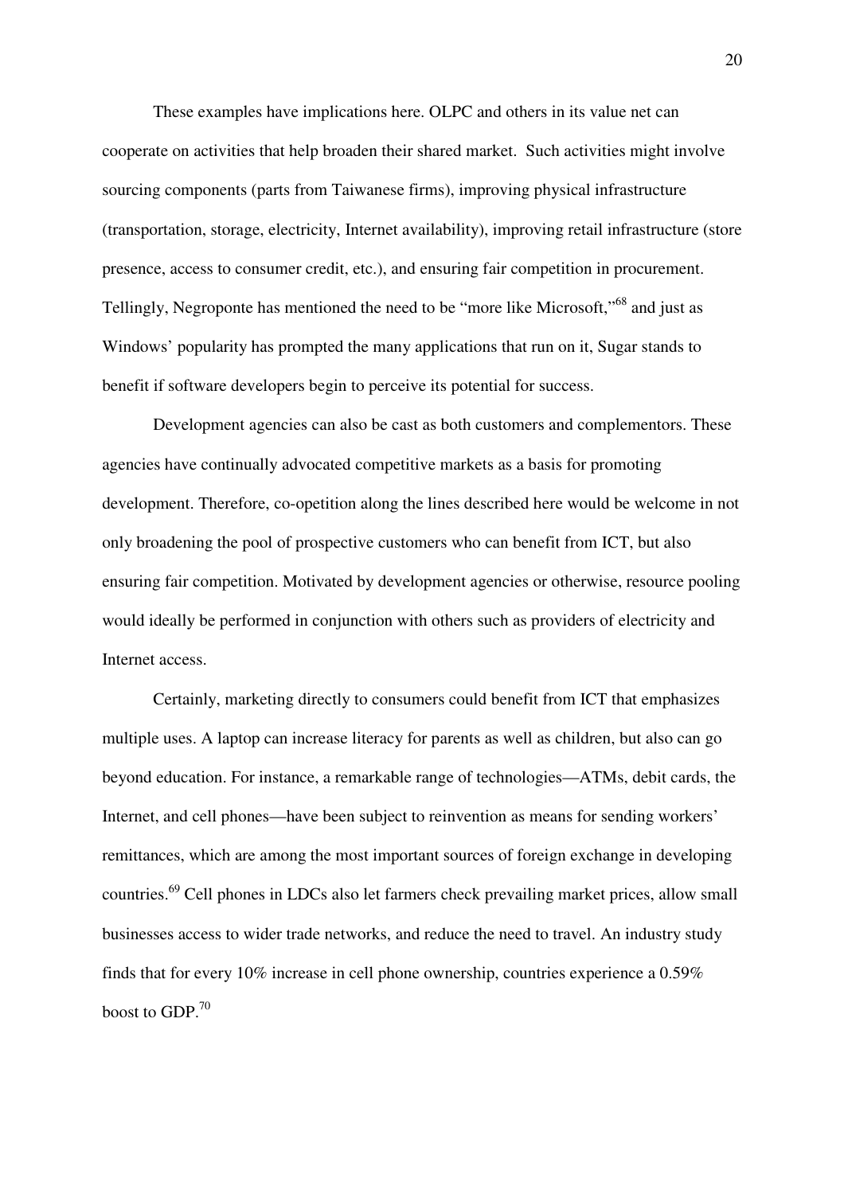These examples have implications here. OLPC and others in its value net can cooperate on activities that help broaden their shared market. Such activities might involve sourcing components (parts from Taiwanese firms), improving physical infrastructure (transportation, storage, electricity, Internet availability), improving retail infrastructure (store presence, access to consumer credit, etc.), and ensuring fair competition in procurement. Tellingly, Negroponte has mentioned the need to be "more like Microsoft,"[68] and just as Windows' popularity has prompted the many applications that run on it, Sugar stands to benefit if software developers begin to perceive its potential for success.

Development agencies can also be cast as both customers and complementors. These agencies have continually advocated competitive markets as a basis for promoting development. Therefore, co-opetition along the lines described here would be welcome in not only broadening the pool of prospective customers who can benefit from ICT, but also ensuring fair competition. Motivated by development agencies or otherwise, resource pooling would ideally be performed in conjunction with others such as providers of electricity and Internet access.

Certainly, marketing directly to consumers could benefit from ICT that emphasizes multiple uses. A laptop can increase literacy for parents as well as children, but also can go beyond education. For instance, a remarkable range of technologies—ATMs, debit cards, the Internet, and cell phones—have been subject to reinvention as means for sending workers' remittances, which are among the most important sources of foreign exchange in developing countries.[69] Cell phones in LDCs also let farmers check prevailing market prices, allow small businesses access to wider trade networks, and reduce the need to travel. An industry study finds that for every 10% increase in cell phone ownership, countries experience a 0.59% boost to GDP.[70]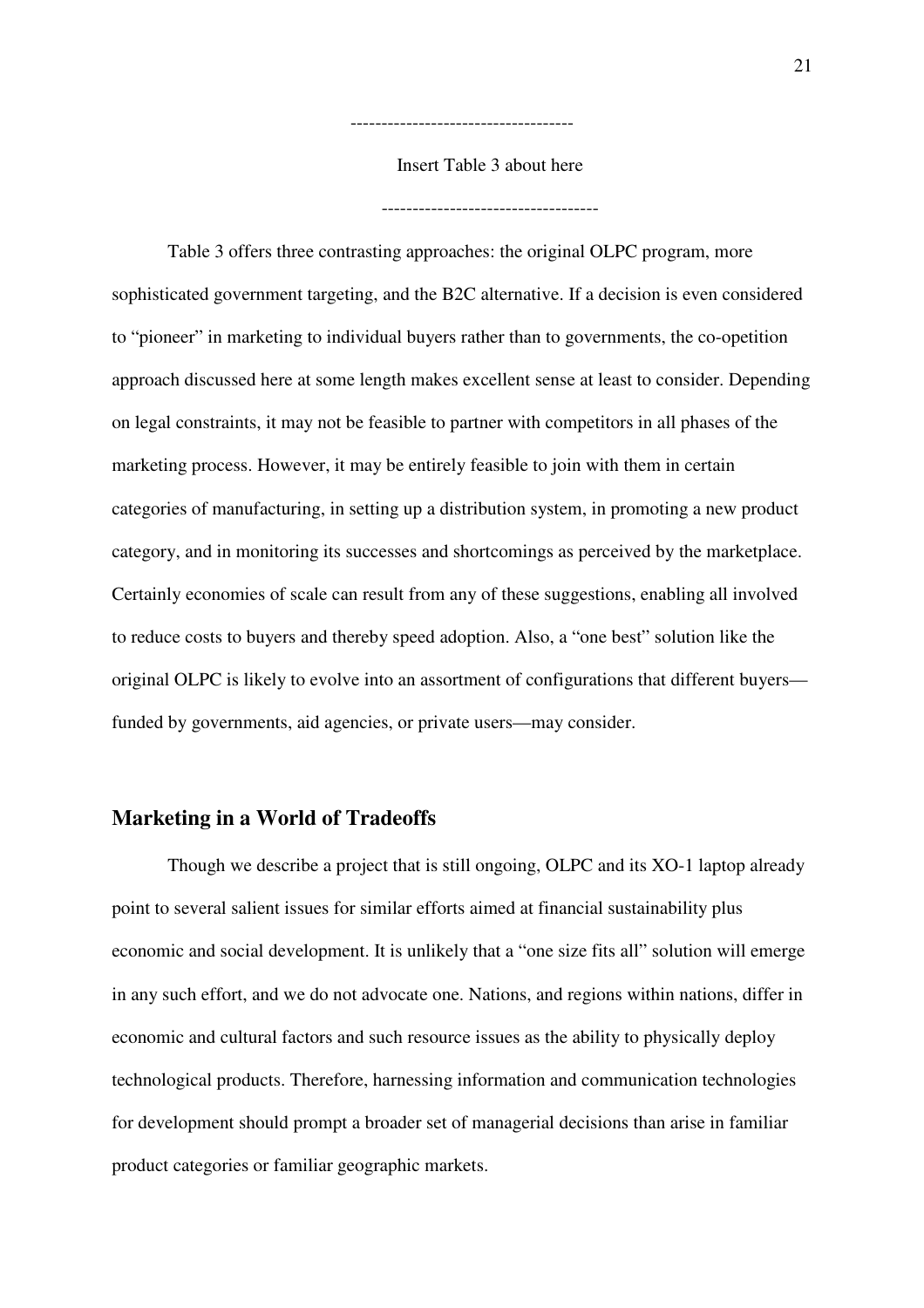-----------------------------------

Insert Table 3 about here

-----------------------------------

Table 3 offers three contrasting approaches: the original OLPC program, more sophisticated government targeting, and the B2C alternative. If a decision is even considered to "pioneer" in marketing to individual buyers rather than to governments, the co-opetition approach discussed here at some length makes excellent sense at least to consider. Depending on legal constraints, it may not be feasible to partner with competitors in all phases of the marketing process. However, it may be entirely feasible to join with them in certain categories of manufacturing, in setting up a distribution system, in promoting a new product category, and in monitoring its successes and shortcomings as perceived by the marketplace. Certainly economies of scale can result from any of these suggestions, enabling all involved to reduce costs to buyers and thereby speed adoption. Also, a "one best" solution like the original OLPC is likely to evolve into an assortment of configurations that different buyers—funded by governments, aid agencies, or private users—may consider.

## Marketing in a World of Tradeoffs

Though we describe a project that is still ongoing, OLPC and its XO-1 laptop already point to several salient issues for similar efforts aimed at financial sustainability plus economic and social development. It is unlikely that a "one size fits all" solution will emerge in any such effort, and we do not advocate one. Nations, and regions within nations, differ in economic and cultural factors and such resource issues as the ability to physically deploy technological products. Therefore, harnessing information and communication technologies for development should prompt a broader set of managerial decisions than arise in familiar product categories or familiar geographic markets.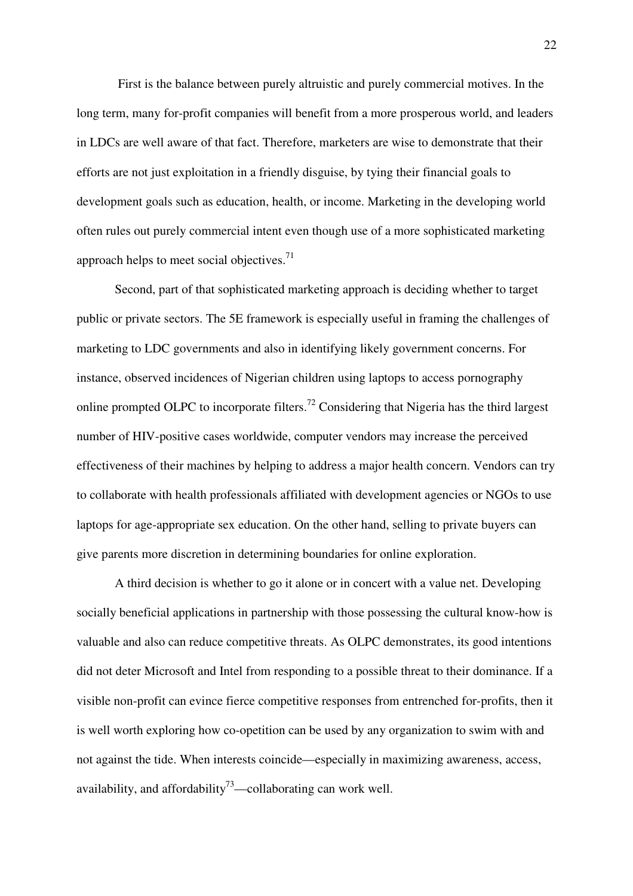First is the balance between purely altruistic and purely commercial motives. In the long term, many for-profit companies will benefit from a more prosperous world, and leaders in LDCs are well aware of that fact. Therefore, marketers are wise to demonstrate that their efforts are not just exploitation in a friendly disguise, by tying their financial goals to development goals such as education, health, or income. Marketing in the developing world often rules out purely commercial intent even though use of a more sophisticated marketing approach helps to meet social objectives.[71]

Second, part of that sophisticated marketing approach is deciding whether to target public or private sectors. The 5E framework is especially useful in framing the challenges of marketing to LDC governments and also in identifying likely government concerns. For instance, observed incidences of Nigerian children using laptops to access pornography online prompted OLPC to incorporate filters.[72] Considering that Nigeria has the third largest number of HIV-positive cases worldwide, computer vendors may increase the perceived effectiveness of their machines by helping to address a major health concern. Vendors can try to collaborate with health professionals affiliated with development agencies or NGOs to use laptops for age-appropriate sex education. On the other hand, selling to private buyers can give parents more discretion in determining boundaries for online exploration.

A third decision is whether to go it alone or in concert with a value net. Developing socially beneficial applications in partnership with those possessing the cultural know-how is valuable and also can reduce competitive threats. As OLPC demonstrates, its good intentions did not deter Microsoft and Intel from responding to a possible threat to their dominance. If a visible non-profit can evince fierce competitive responses from entrenched for-profits, then it is well worth exploring how co-opetition can be used by any organization to swim with and not against the tide. When interests coincide—especially in maximizing awareness, access, availability, and affordability[73]—collaborating can work well.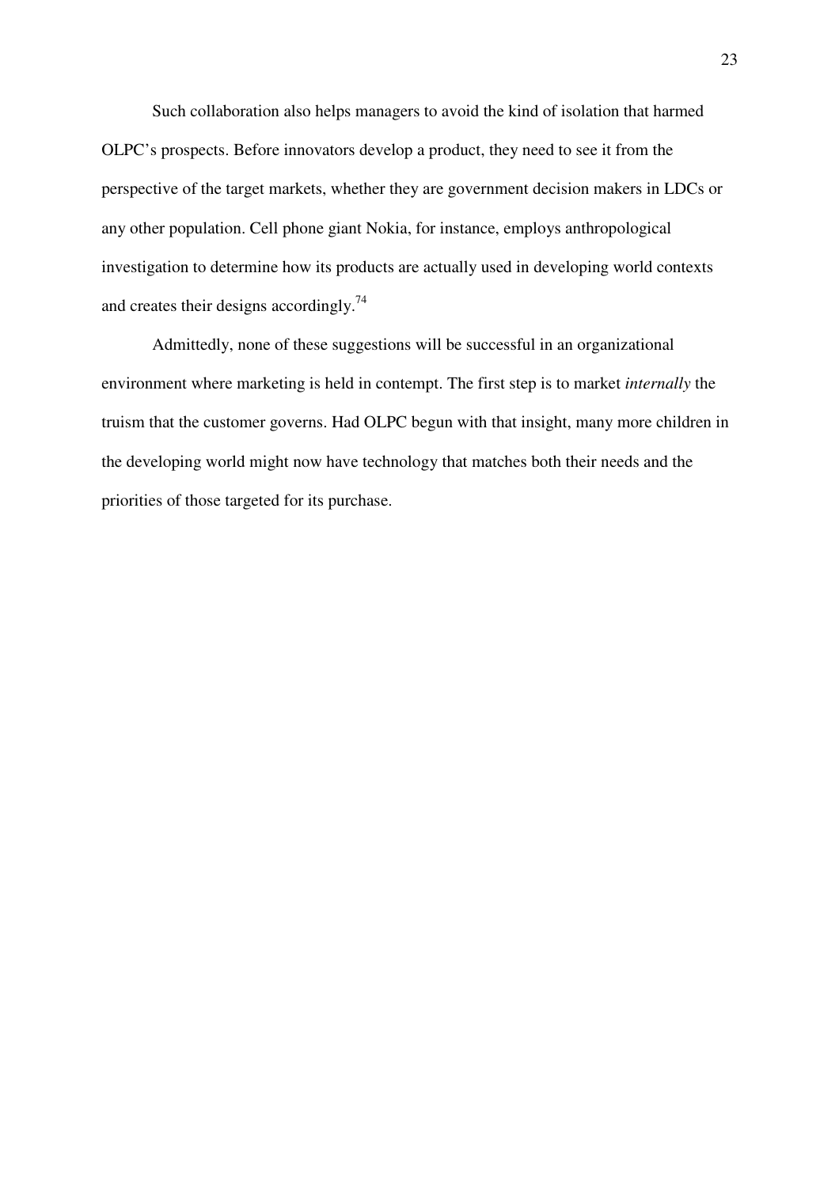Such collaboration also helps managers to avoid the kind of isolation that harmed OLPC's prospects. Before innovators develop a product, they need to see it from the perspective of the target markets, whether they are government decision makers in LDCs or any other population. Cell phone giant Nokia, for instance, employs anthropological investigation to determine how its products are actually used in developing world contexts and creates their designs accordingly.[74]

Admittedly, none of these suggestions will be successful in an organizational environment where marketing is held in contempt. The first step is to market *internally* the truism that the customer governs. Had OLPC begun with that insight, many more children in the developing world might now have technology that matches both their needs and the priorities of those targeted for its purchase.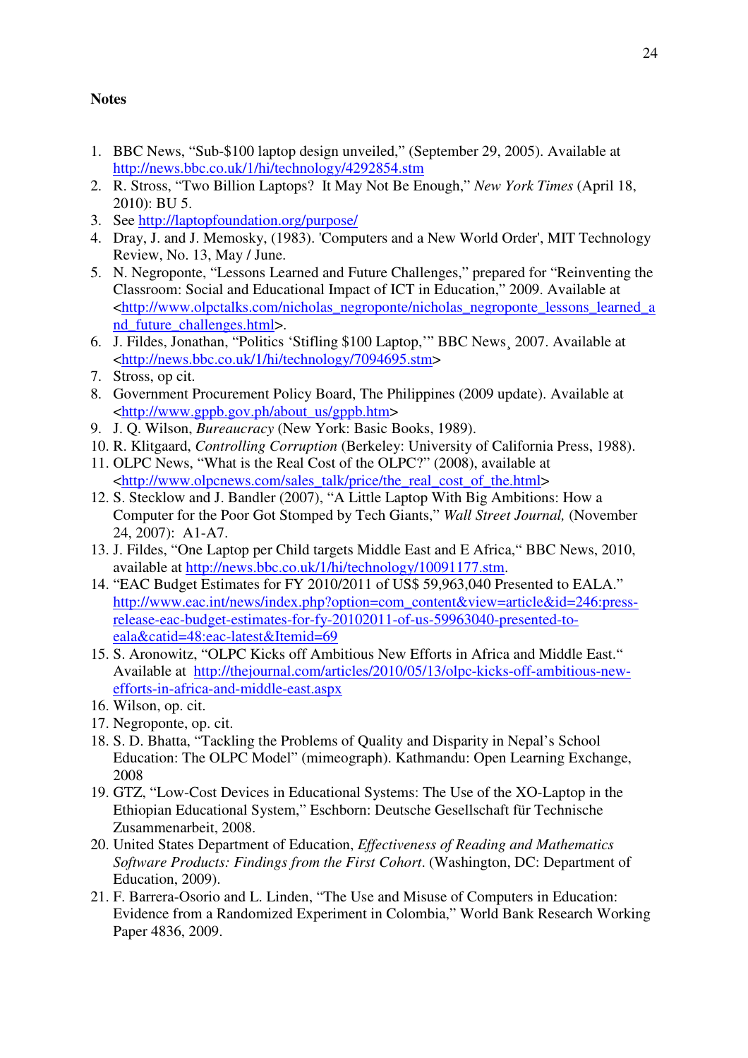**Notes**

1. BBC News, “Sub-$100 laptop design unveiled,” (September 29, 2005). Available at http://news.bbc.co.uk/1/hi/technology/4292854.stm
2. R. Stross, “Two Billion Laptops? It May Not Be Enough,” *New York Times* (April 18, 2010): BU 5.
3. See http://laptopfoundation.org/purpose/
4. Dray, J. and J. Memosky, (1983). 'Computers and a New World Order', MIT Technology Review, No. 13, May / June.
5. N. Negroponte, “Lessons Learned and Future Challenges,” prepared for “Reinventing the Classroom: Social and Educational Impact of ICT in Education,” 2009. Available at <http://www.olpctalks.com/nicholas_negroponte/nicholas_negroponte_lessons_learned_and_future_challenges.html>.
6. J. Fildes, Jonathan, “Politics ‘Stifling $100 Laptop,’” BBC News¸ 2007. Available at <http://news.bbc.co.uk/1/hi/technology/7094695.stm>
7. Stross, op cit.
8. Government Procurement Policy Board, The Philippines (2009 update). Available at <http://www.gppb.gov.ph/about_us/gppb.htm>
9. J. Q. Wilson, *Bureaucracy* (New York: Basic Books, 1989).
10. R. Klitgaard, *Controlling Corruption* (Berkeley: University of California Press, 1988).
11. OLPC News, “What is the Real Cost of the OLPC?” (2008), available at <http://www.olpcnews.com/sales_talk/price/the_real_cost_of_the.html>
12. S. Stecklow and J. Bandler (2007), “A Little Laptop With Big Ambitions: How a Computer for the Poor Got Stomped by Tech Giants,” *Wall Street Journal,* (November 24, 2007): A1-A7.
13. J. Fildes, “One Laptop per Child targets Middle East and E Africa,“ BBC News, 2010, available at http://news.bbc.co.uk/1/hi/technology/10091177.stm.
14. “EAC Budget Estimates for FY 2010/2011 of US$ 59,963,040 Presented to EALA.” http://www.eac.int/news/index.php?option=com_content&view=article&id=246:press-release-eac-budget-estimates-for-fy-20102011-of-us-59963040-presented-to-eala&catid=48:eac-latest&Itemid=69
15. S. Aronowitz, “OLPC Kicks off Ambitious New Efforts in Africa and Middle East.“ Available at http://thejournal.com/articles/2010/05/13/olpc-kicks-off-ambitious-new-efforts-in-africa-and-middle-east.aspx
16. Wilson, op. cit.
17. Negroponte, op. cit.
18. S. D. Bhatta, “Tackling the Problems of Quality and Disparity in Nepal’s School Education: The OLPC Model” (mimeograph). Kathmandu: Open Learning Exchange, 2008
19. GTZ, “Low-Cost Devices in Educational Systems: The Use of the XO-Laptop in the Ethiopian Educational System,” Eschborn: Deutsche Gesellschaft für Technische Zusammenarbeit, 2008.
20. United States Department of Education, *Effectiveness of Reading and Mathematics Software Products: Findings from the First Cohort*. (Washington, DC: Department of Education, 2009).
21. F. Barrera-Osorio and L. Linden, “The Use and Misuse of Computers in Education: Evidence from a Randomized Experiment in Colombia,” World Bank Research Working Paper 4836, 2009.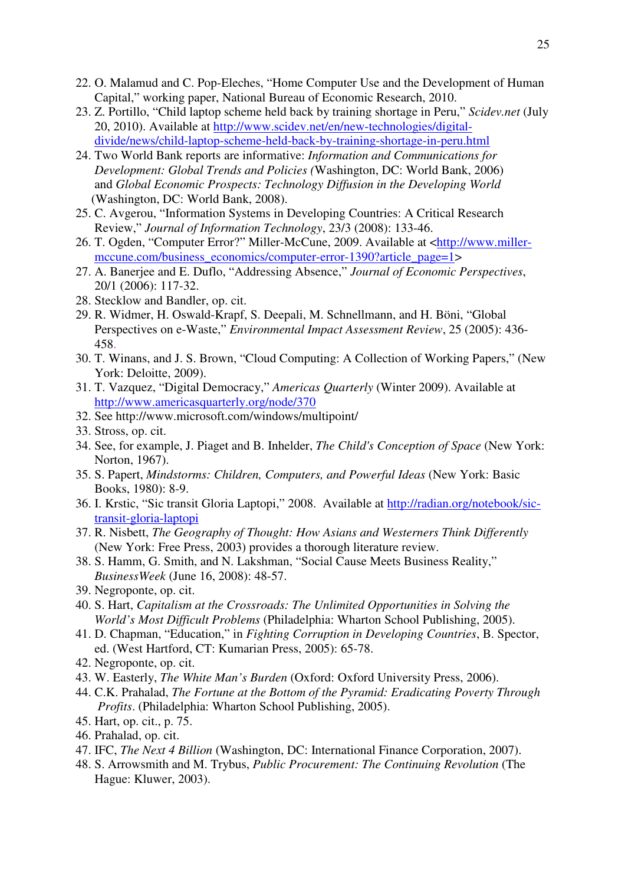22. O. Malamud and C. Pop-Eleches, "Home Computer Use and the Development of Human Capital," working paper, National Bureau of Economic Research, 2010.
23. Z. Portillo, "Child laptop scheme held back by training shortage in Peru," *Scidev.net* (July 20, 2010). Available at http://www.scidev.net/en/new-technologies/digital-divide/news/child-laptop-scheme-held-back-by-training-shortage-in-peru.html
24. Two World Bank reports are informative: *Information and Communications for Development: Global Trends and Policies* (Washington, DC: World Bank, 2006) and *Global Economic Prospects: Technology Diffusion in the Developing World* (Washington, DC: World Bank, 2008).
25. C. Avgerou, "Information Systems in Developing Countries: A Critical Research Review," *Journal of Information Technology*, 23/3 (2008): 133-46.
26. T. Ogden, "Computer Error?" Miller-McCune, 2009. Available at <http://www.miller-mccune.com/business_economics/computer-error-1390?article_page=1>
27. A. Banerjee and E. Duflo, "Addressing Absence," *Journal of Economic Perspectives*, 20/1 (2006): 117-32.
28. Stecklow and Bandler, op. cit.
29. R. Widmer, H. Oswald-Krapf, S. Deepali, M. Schnellmann, and H. Böni, "Global Perspectives on e-Waste," *Environmental Impact Assessment Review*, 25 (2005): 436-458.
30. T. Winans, and J. S. Brown, "Cloud Computing: A Collection of Working Papers," (New York: Deloitte, 2009).
31. T. Vazquez, "Digital Democracy," *Americas Quarterly* (Winter 2009). Available at http://www.americasquarterly.org/node/370
32. See http://www.microsoft.com/windows/multipoint/
33. Stross, op. cit.
34. See, for example, J. Piaget and B. Inhelder, *The Child's Conception of Space* (New York: Norton, 1967).
35. S. Papert, *Mindstorms: Children, Computers, and Powerful Ideas* (New York: Basic Books, 1980): 8-9.
36. I. Krstic, "Sic transit Gloria Laptopi," 2008. Available at http://radian.org/notebook/sic-transit-gloria-laptopi
37. R. Nisbett, *The Geography of Thought: How Asians and Westerners Think Differently* (New York: Free Press, 2003) provides a thorough literature review.
38. S. Hamm, G. Smith, and N. Lakshman, "Social Cause Meets Business Reality," *BusinessWeek* (June 16, 2008): 48-57.
39. Negroponte, op. cit.
40. S. Hart, *Capitalism at the Crossroads: The Unlimited Opportunities in Solving the World's Most Difficult Problems* (Philadelphia: Wharton School Publishing, 2005).
41. D. Chapman, "Education," in *Fighting Corruption in Developing Countries*, B. Spector, ed. (West Hartford, CT: Kumarian Press, 2005): 65-78.
42. Negroponte, op. cit.
43. W. Easterly, *The White Man's Burden* (Oxford: Oxford University Press, 2006).
44. C.K. Prahalad, *The Fortune at the Bottom of the Pyramid: Eradicating Poverty Through Profits*. (Philadelphia: Wharton School Publishing, 2005).
45. Hart, op. cit., p. 75.
46. Prahalad, op. cit.
47. IFC, *The Next 4 Billion* (Washington, DC: International Finance Corporation, 2007).
48. S. Arrowsmith and M. Trybus, *Public Procurement: The Continuing Revolution* (The Hague: Kluwer, 2003).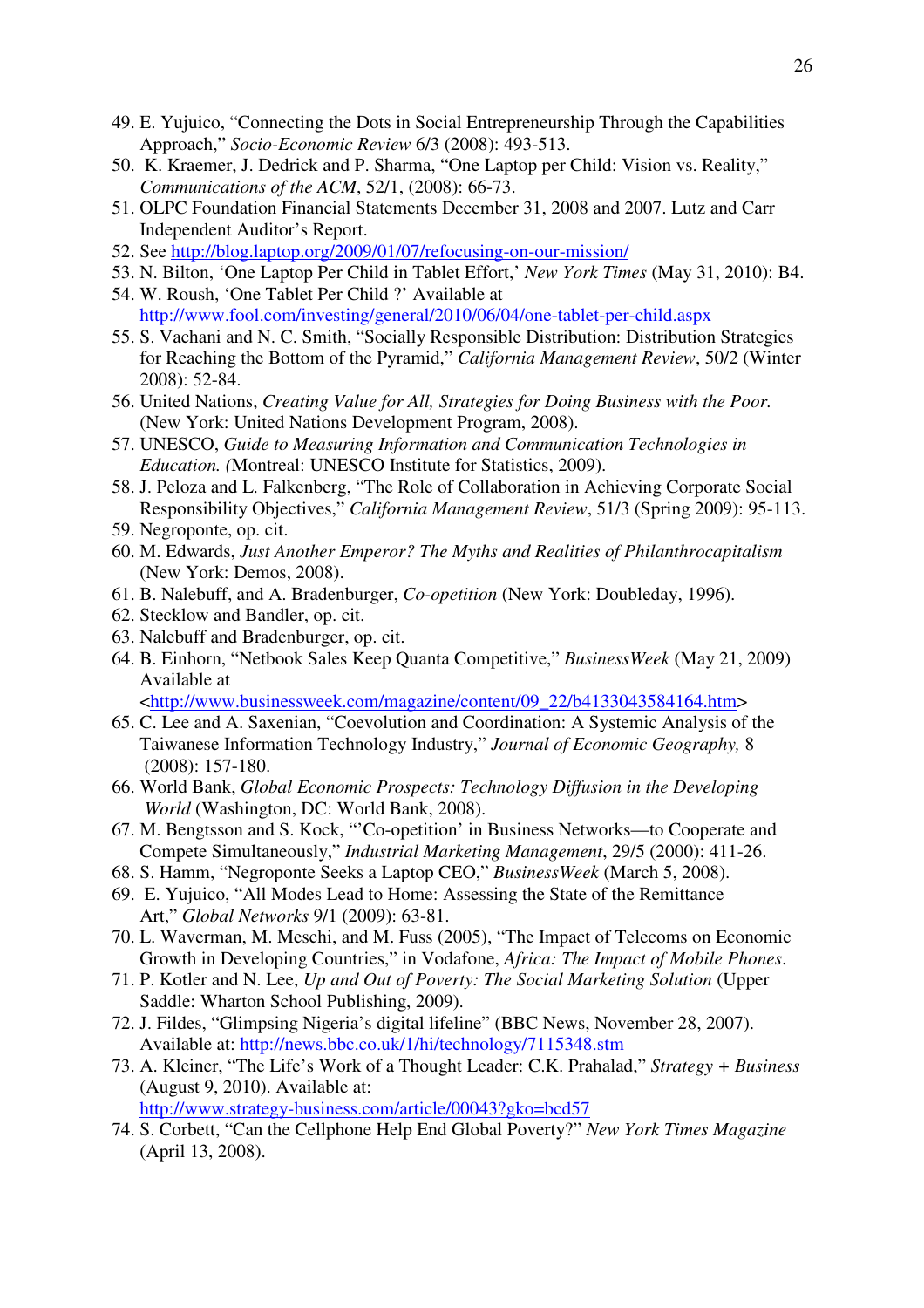49. E. Yujuico, "Connecting the Dots in Social Entrepreneurship Through the Capabilities Approach," *Socio-Economic Review* 6/3 (2008): 493-513.
50. K. Kraemer, J. Dedrick and P. Sharma, "One Laptop per Child: Vision vs. Reality," *Communications of the ACM*, 52/1, (2008): 66-73.
51. OLPC Foundation Financial Statements December 31, 2008 and 2007. Lutz and Carr Independent Auditor's Report.
52. See http://blog.laptop.org/2009/01/07/refocusing-on-our-mission/
53. N. Bilton, 'One Laptop Per Child in Tablet Effort,' *New York Times* (May 31, 2010): B4.
54. W. Roush, 'One Tablet Per Child ?' Available at http://www.fool.com/investing/general/2010/06/04/one-tablet-per-child.aspx
55. S. Vachani and N. C. Smith, "Socially Responsible Distribution: Distribution Strategies for Reaching the Bottom of the Pyramid," *California Management Review*, 50/2 (Winter 2008): 52-84.
56. United Nations, *Creating Value for All, Strategies for Doing Business with the Poor.* (New York: United Nations Development Program, 2008).
57. UNESCO, *Guide to Measuring Information and Communication Technologies in Education. (*Montreal: UNESCO Institute for Statistics, 2009).
58. J. Peloza and L. Falkenberg, "The Role of Collaboration in Achieving Corporate Social Responsibility Objectives," *California Management Review*, 51/3 (Spring 2009): 95-113.
59. Negroponte, op. cit.
60. M. Edwards, *Just Another Emperor? The Myths and Realities of Philanthrocapitalism* (New York: Demos, 2008).
61. B. Nalebuff, and A. Bradenburger, *Co-opetition* (New York: Doubleday, 1996).
62. Stecklow and Bandler, op. cit.
63. Nalebuff and Bradenburger, op. cit.
64. B. Einhorn, "Netbook Sales Keep Quanta Competitive," *BusinessWeek* (May 21, 2009) Available at <http://www.businessweek.com/magazine/content/09_22/b4133043584164.htm>
65. C. Lee and A. Saxenian, "Coevolution and Coordination: A Systemic Analysis of the Taiwanese Information Technology Industry," *Journal of Economic Geography,* 8 (2008): 157-180.
66. World Bank, *Global Economic Prospects: Technology Diffusion in the Developing World* (Washington, DC: World Bank, 2008).
67. M. Bengtsson and S. Kock, "'Co-opetition' in Business Networks—to Cooperate and Compete Simultaneously," *Industrial Marketing Management*, 29/5 (2000): 411-26.
68. S. Hamm, "Negroponte Seeks a Laptop CEO," *BusinessWeek* (March 5, 2008).
69. E. Yujuico, "All Modes Lead to Home: Assessing the State of the Remittance Art," *Global Networks* 9/1 (2009): 63-81.
70. L. Waverman, M. Meschi, and M. Fuss (2005), "The Impact of Telecoms on Economic Growth in Developing Countries," in Vodafone, *Africa: The Impact of Mobile Phones*.
71. P. Kotler and N. Lee, *Up and Out of Poverty: The Social Marketing Solution* (Upper Saddle: Wharton School Publishing, 2009).
72. J. Fildes, "Glimpsing Nigeria's digital lifeline" (BBC News, November 28, 2007). Available at: http://news.bbc.co.uk/1/hi/technology/7115348.stm
73. A. Kleiner, "The Life's Work of a Thought Leader: C.K. Prahalad," *Strategy + Business* (August 9, 2010). Available at: http://www.strategy-business.com/article/00043?gko=bcd57
74. S. Corbett, "Can the Cellphone Help End Global Poverty?" *New York Times Magazine* (April 13, 2008).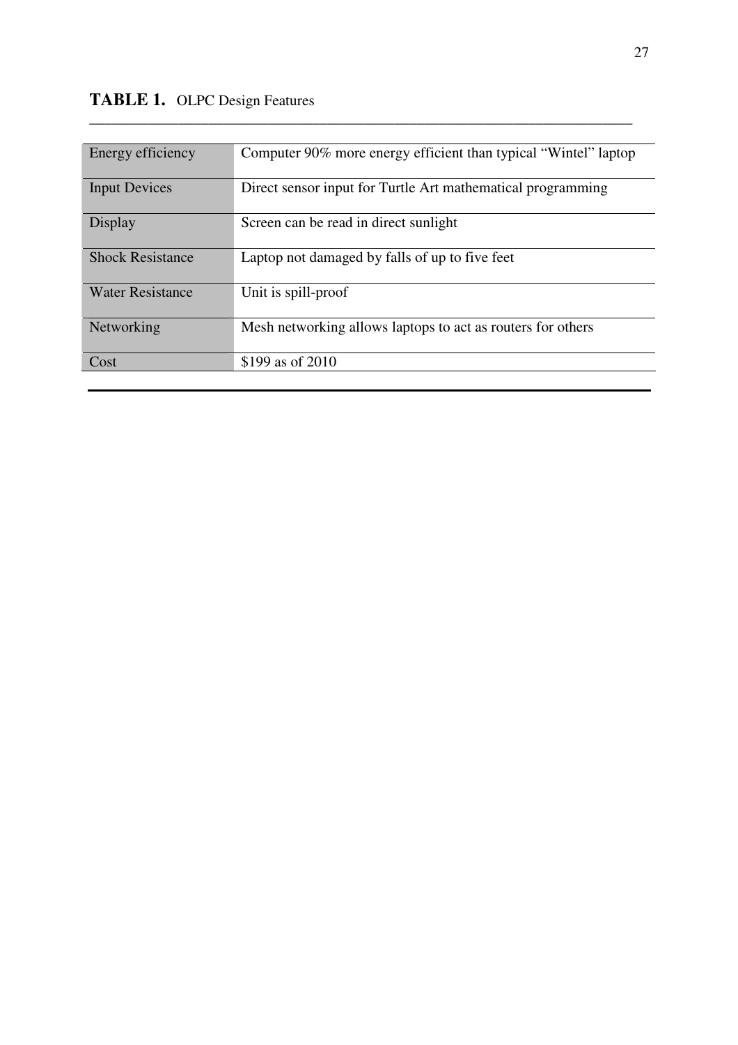**TABLE 1.** OLPC Design Features

| | |
|---|---|
| Energy efficiency | Computer 90% more energy efficient than typical "Wintel" laptop |
| Input Devices | Direct sensor input for Turtle Art mathematical programming |
| Display | Screen can be read in direct sunlight |
| Shock Resistance | Laptop not damaged by falls of up to five feet |
| Water Resistance | Unit is spill-proof |
| Networking | Mesh networking allows laptops to act as routers for others |
| Cost | \$199 as of 2010 |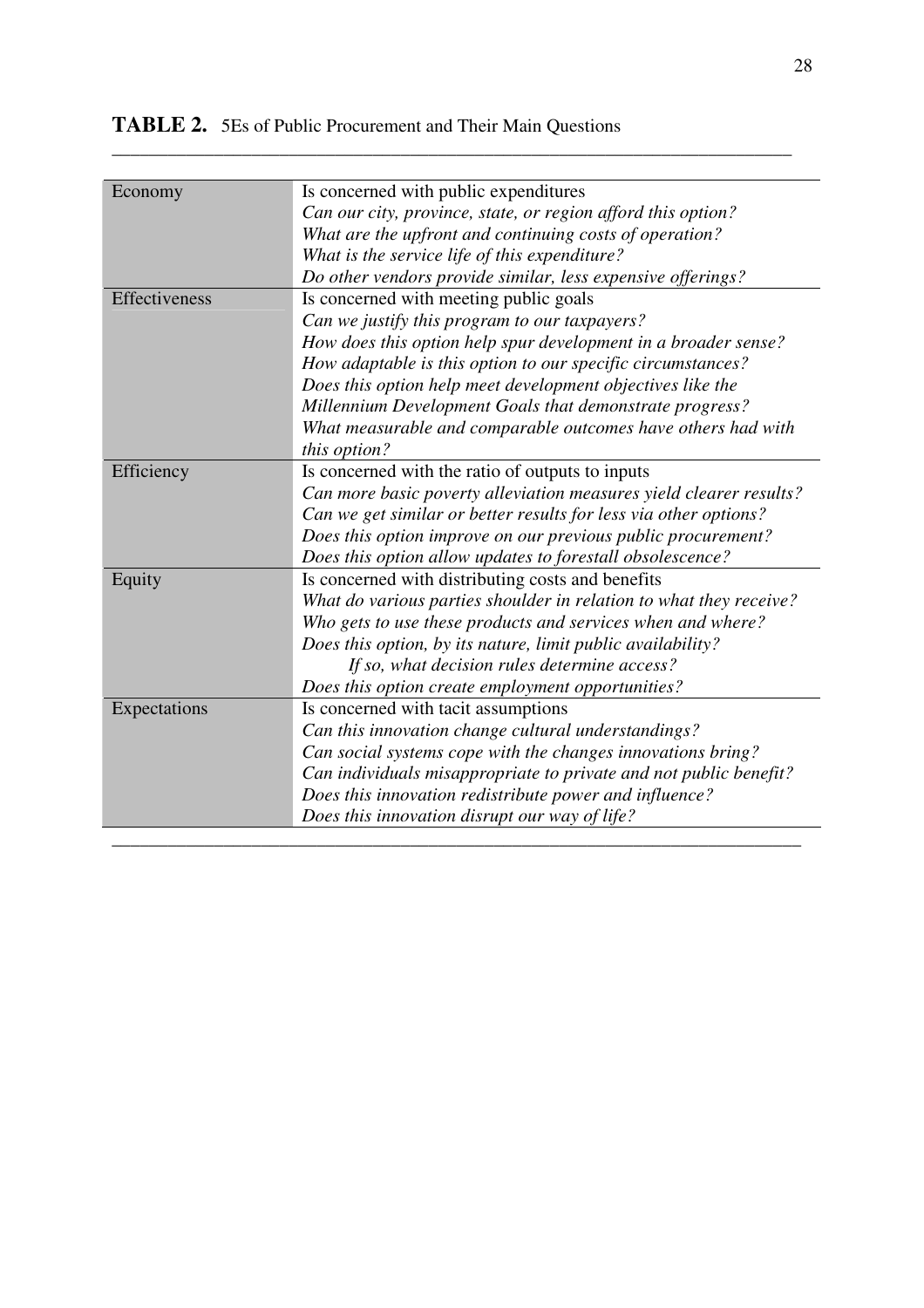**TABLE 2.** 5Es of Public Procurement and Their Main Questions

| | |
|---|---|
| Economy | Is concerned with public expenditures<br>*Can our city, province, state, or region afford this option?*<br>*What are the upfront and continuing costs of operation?*<br>*What is the service life of this expenditure?*<br>*Do other vendors provide similar, less expensive offerings?* |
| Effectiveness | Is concerned with meeting public goals<br>*Can we justify this program to our taxpayers?*<br>*How does this option help spur development in a broader sense?*<br>*How adaptable is this option to our specific circumstances?*<br>*Does this option help meet development objectives like the Millennium Development Goals that demonstrate progress?*<br>*What measurable and comparable outcomes have others had with this option?* |
| Efficiency | Is concerned with the ratio of outputs to inputs<br>*Can more basic poverty alleviation measures yield clearer results?*<br>*Can we get similar or better results for less via other options?*<br>*Does this option improve on our previous public procurement?*<br>*Does this option allow updates to forestall obsolescence?* |
| Equity | Is concerned with distributing costs and benefits<br>*What do various parties shoulder in relation to what they receive?*<br>*Who gets to use these products and services when and where?*<br>*Does this option, by its nature, limit public availability?*<br>*If so, what decision rules determine access?*<br>*Does this option create employment opportunities?* |
| Expectations | Is concerned with tacit assumptions<br>*Can this innovation change cultural understandings?*<br>*Can social systems cope with the changes innovations bring?*<br>*Can individuals misappropriate to private and not public benefit?*<br>*Does this innovation redistribute power and influence?*<br>*Does this innovation disrupt our way of life?* |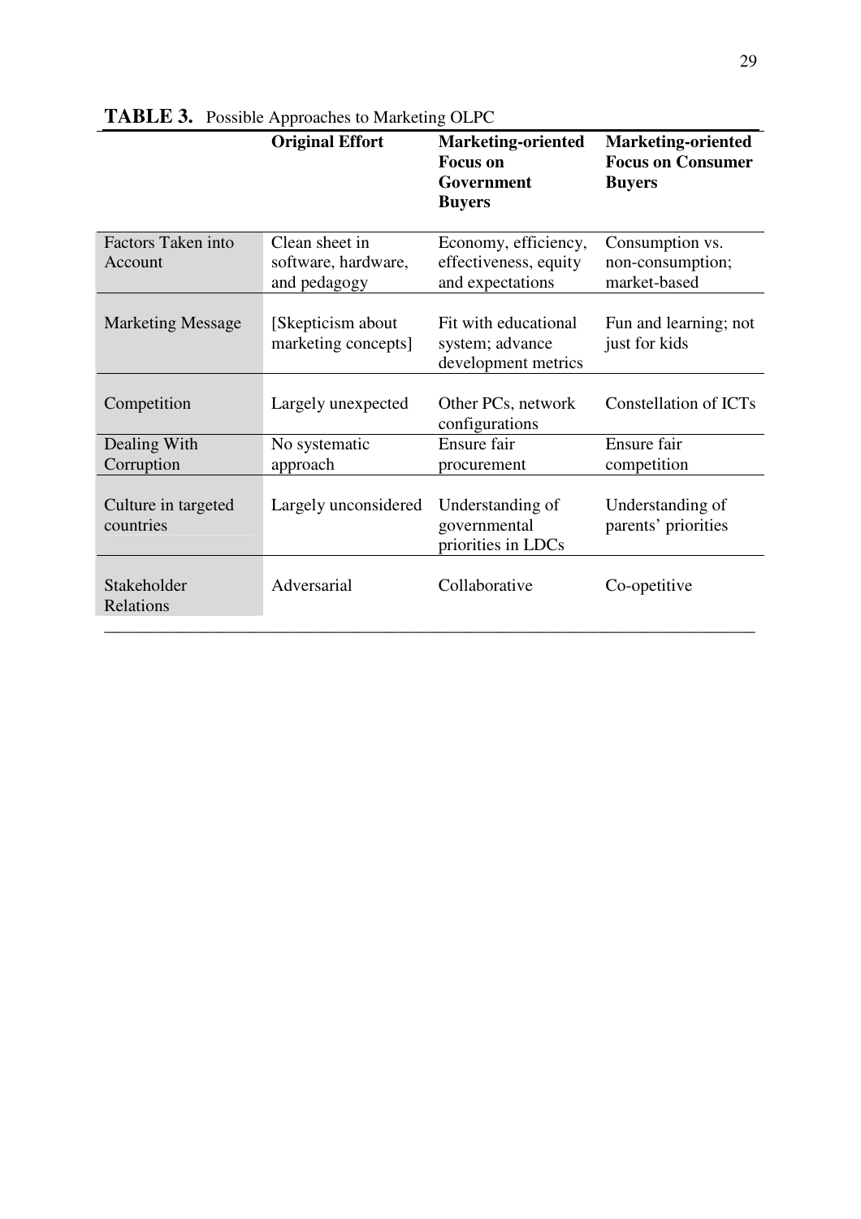**TABLE 3.** Possible Approaches to Marketing OLPC

| | Original Effort | Marketing-oriented Focus on Government Buyers | Marketing-oriented Focus on Consumer Buyers |
|---|---|---|---|
| Factors Taken into Account | Clean sheet in software, hardware, and pedagogy | Economy, efficiency, effectiveness, equity and expectations | Consumption vs. non-consumption; market-based |
| Marketing Message | [Skepticism about marketing concepts] | Fit with educational system; advance development metrics | Fun and learning; not just for kids |
| Competition | Largely unexpected | Other PCs, network configurations | Constellation of ICTs |
| Dealing With Corruption | No systematic approach | Ensure fair procurement | Ensure fair competition |
| Culture in targeted countries | Largely unconsidered | Understanding of governmental priorities in LDCs | Understanding of parents' priorities |
| Stakeholder Relations | Adversarial | Collaborative | Co-opetitive |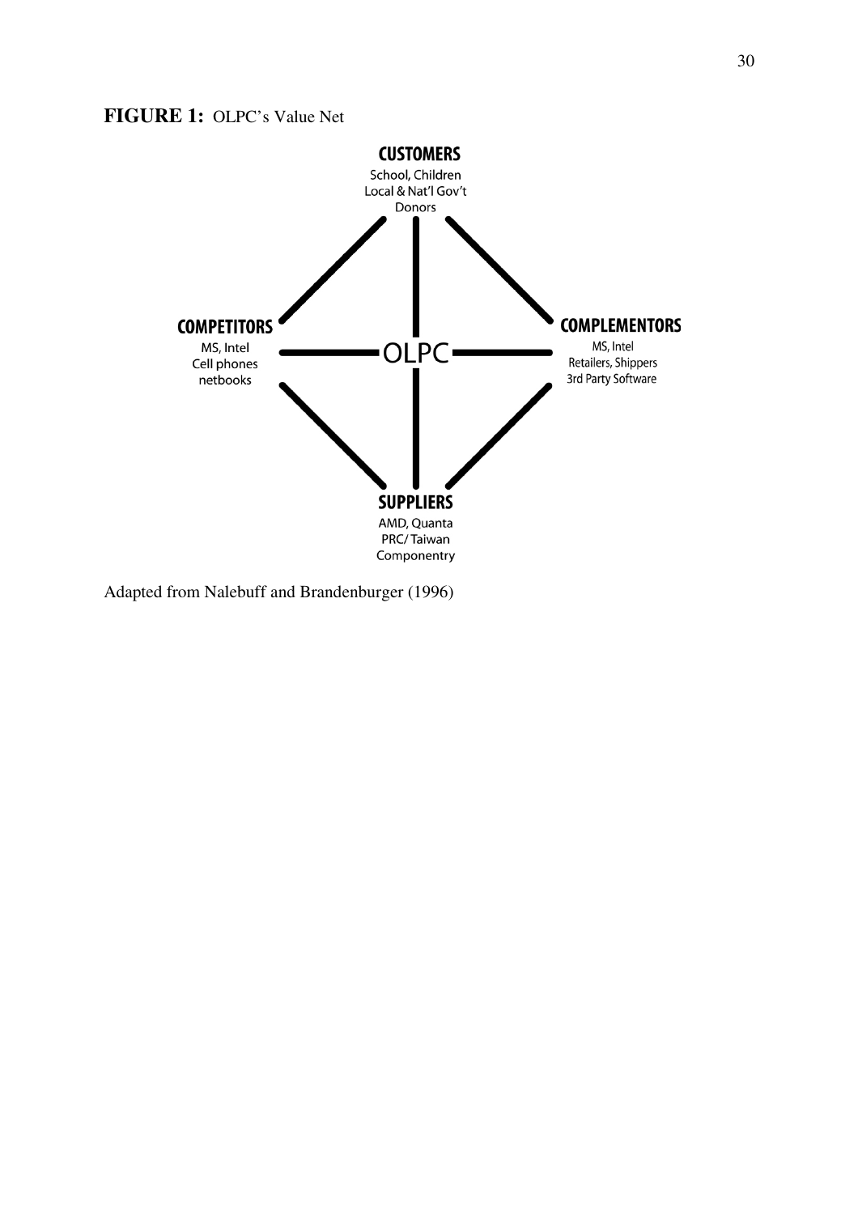**FIGURE 1:** OLPC's Value Net

CUSTOMERS
School, Children
Local & Nat'l Gov't
Donors

COMPETITORS
MS, Intel
Cell phones
netbooks

OLPC

COMPLEMENTORS
MS, Intel
Retailers, Shippers
3rd Party Software

SUPPLIERS
AMD, Quanta
PRC/ Taiwan
Componentry

Adapted from Nalebuff and Brandenburger (1996)